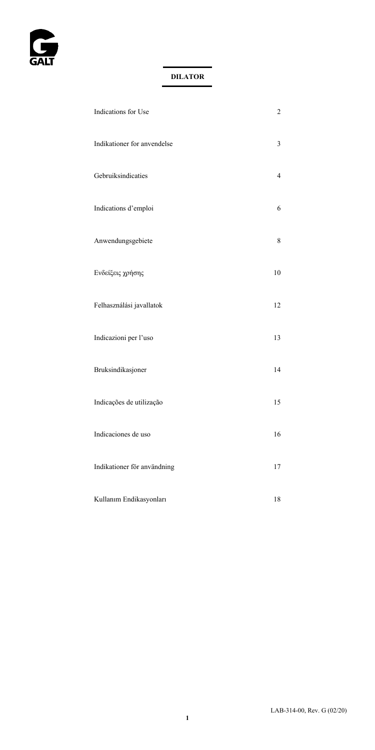GALT

# DILATOR

| | |
|---|---|
| Indications for Use | 2 |
| Indikationer for anvendelse | 3 |
| Gebruiksindicaties | 4 |
| Indications d'emploi | 6 |
| Anwendungsgebiete | 8 |
| Ενδείξεις χρήσης | 10 |
| Felhasználási javallatok | 12 |
| Indicazioni per l'uso | 13 |
| Bruksindikasjoner | 14 |
| Indicações de utilização | 15 |
| Indicaciones de uso | 16 |
| Indikationer för användning | 17 |
| Kullanım Endikasyonları | 18 |

LAB-314-00, Rev. G (02/20)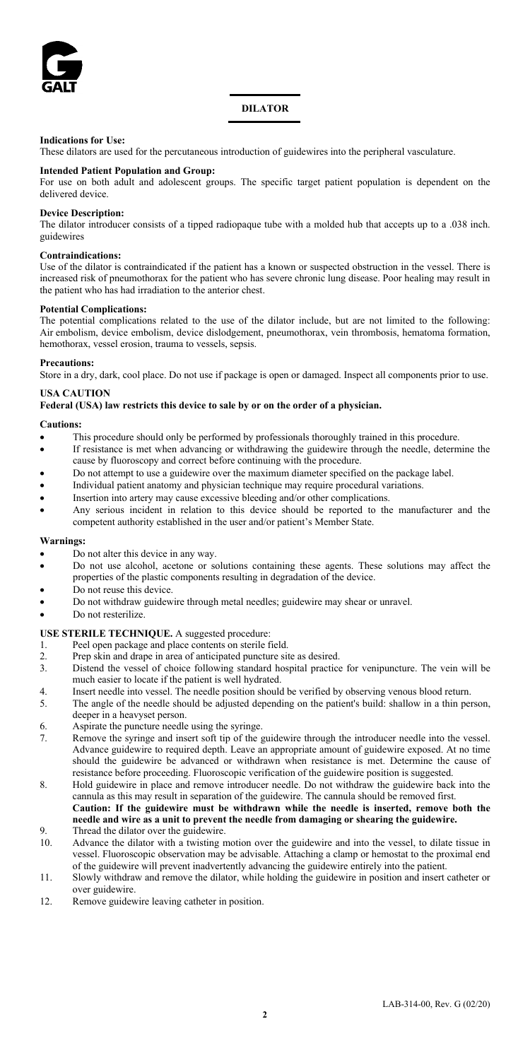# DILATOR

**Indications for Use:**
These dilators are used for the percutaneous introduction of guidewires into the peripheral vasculature.

**Intended Patient Population and Group:**
For use on both adult and adolescent groups. The specific target patient population is dependent on the delivered device.

**Device Description:**
The dilator introducer consists of a tipped radiopaque tube with a molded hub that accepts up to a .038 inch. guidewires

**Contraindications:**
Use of the dilator is contraindicated if the patient has a known or suspected obstruction in the vessel. There is increased risk of pneumothorax for the patient who has severe chronic lung disease. Poor healing may result in the patient who has had irradiation to the anterior chest.

**Potential Complications:**
The potential complications related to the use of the dilator include, but are not limited to the following: Air embolism, device embolism, device dislodgement, pneumothorax, vein thrombosis, hematoma formation, hemothorax, vessel erosion, trauma to vessels, sepsis.

**Precautions:**
Store in a dry, dark, cool place. Do not use if package is open or damaged. Inspect all components prior to use.

**USA CAUTION**

**Federal (USA) law restricts this device to sale by or on the order of a physician.**

**Cautions:**

- This procedure should only be performed by professionals thoroughly trained in this procedure.
- If resistance is met when advancing or withdrawing the guidewire through the needle, determine the cause by fluoroscopy and correct before continuing with the procedure.
- Do not attempt to use a guidewire over the maximum diameter specified on the package label.
- Individual patient anatomy and physician technique may require procedural variations.
- Insertion into artery may cause excessive bleeding and/or other complications.
- Any serious incident in relation to this device should be reported to the manufacturer and the competent authority established in the user and/or patient's Member State.

**Warnings:**

- Do not alter this device in any way.
- Do not use alcohol, acetone or solutions containing these agents. These solutions may affect the properties of the plastic components resulting in degradation of the device.
- Do not reuse this device.
- Do not withdraw guidewire through metal needles; guidewire may shear or unravel.
- Do not resterilize.

**USE STERILE TECHNIQUE.** A suggested procedure:

1. Peel open package and place contents on sterile field.
2. Prep skin and drape in area of anticipated puncture site as desired.
3. Distend the vessel of choice following standard hospital practice for venipuncture. The vein will be much easier to locate if the patient is well hydrated.
4. Insert needle into vessel. The needle position should be verified by observing venous blood return.
5. The angle of the needle should be adjusted depending on the patient's build: shallow in a thin person, deeper in a heavyset person.
6. Aspirate the puncture needle using the syringe.
7. Remove the syringe and insert soft tip of the guidewire through the introducer needle into the vessel. Advance guidewire to required depth. Leave an appropriate amount of guidewire exposed. At no time should the guidewire be advanced or withdrawn when resistance is met. Determine the cause of resistance before proceeding. Fluoroscopic verification of the guidewire position is suggested.
8. Hold guidewire in place and remove introducer needle. Do not withdraw the guidewire back into the cannula as this may result in separation of the guidewire. The cannula should be removed first.
   **Caution: If the guidewire must be withdrawn while the needle is inserted, remove both the needle and wire as a unit to prevent the needle from damaging or shearing the guidewire.**
9. Thread the dilator over the guidewire.
10. Advance the dilator with a twisting motion over the guidewire and into the vessel, to dilate tissue in vessel. Fluoroscopic observation may be advisable. Attaching a clamp or hemostat to the proximal end of the guidewire will prevent inadvertently advancing the guidewire entirely into the patient.
11. Slowly withdraw and remove the dilator, while holding the guidewire in position and insert catheter or over guidewire.
12. Remove guidewire leaving catheter in position.

LAB-314-00, Rev. G (02/20)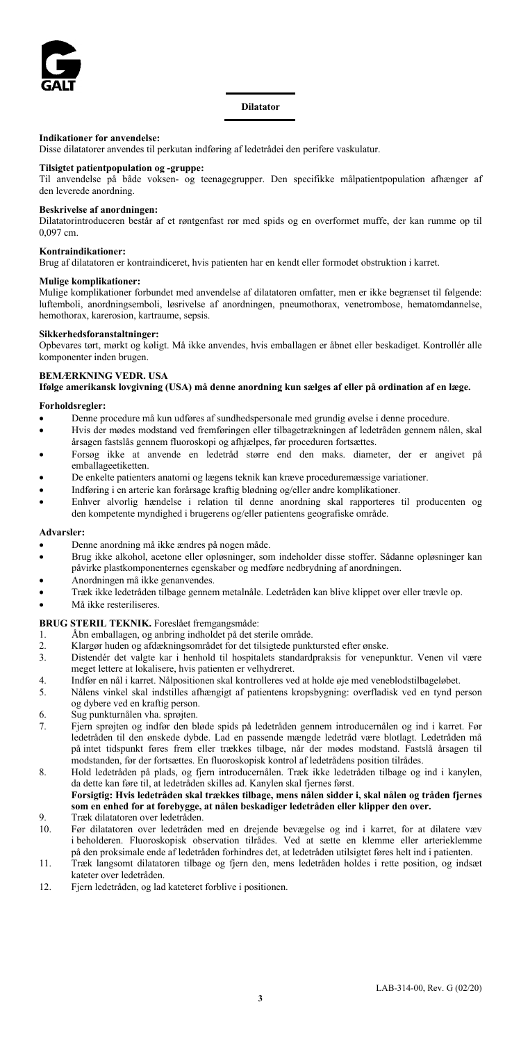## Dilatator

**Indikationer for anvendelse:**
Disse dilatatorer anvendes til perkutan indføring af ledetrådei den perifere vaskulatur.

**Tilsigtet patientpopulation og -gruppe:**
Til anvendelse på både voksen- og teenagegrupper. Den specifikke målpatientpopulation afhænger af den leverede anordning.

**Beskrivelse af anordningen:**
Dilatatorintroduceren består af et røntgenfast rør med spids og en overformet muffe, der kan rumme op til 0,097 cm.

**Kontraindikationer:**
Brug af dilatatoren er kontraindiceret, hvis patienten har en kendt eller formodet obstruktion i karret.

**Mulige komplikationer:**
Mulige komplikationer forbundet med anvendelse af dilatatoren omfatter, men er ikke begrænset til følgende: luftemboli, anordningsemboli, løsrivelse af anordningen, pneumothorax, venetrombose, hematomdannelse, hemothorax, karerosion, kartraume, sepsis.

**Sikkerhedsforanstaltninger:**
Opbevares tørt, mørkt og køligt. Må ikke anvendes, hvis emballagen er åbnet eller beskadiget. Kontrollér alle komponenter inden brugen.

**BEMÆRKNING VEDR. USA**
**Ifølge amerikansk lovgivning (USA) må denne anordning kun sælges af eller på ordination af en læge.**

**Forholdsregler:**

- Denne procedure må kun udføres af sundhedspersonale med grundig øvelse i denne procedure.
- Hvis der mødes modstand ved fremføringen eller tilbagetrækningen af ledetråden gennem nålen, skal årsagen fastslås gennem fluoroskopi og afhjælpes, før proceduren fortsættes.
- Forsøg ikke at anvende en ledetråd større end den maks. diameter, der er angivet på emballageetiketten.
- De enkelte patienters anatomi og lægens teknik kan kræve proceduremæssige variationer.
- Indføring i en arterie kan forårsage kraftig blødning og/eller andre komplikationer.
- Enhver alvorlig hændelse i relation til denne anordning skal rapporteres til producenten og den kompetente myndighed i brugerens og/eller patientens geografiske område.

**Advarsler:**

- Denne anordning må ikke ændres på nogen måde.
- Brug ikke alkohol, acetone eller opløsninger, som indeholder disse stoffer. Sådanne opløsninger kan påvirke plastkomponenternes egenskaber og medføre nedbrydning af anordningen.
- Anordningen må ikke genanvendes.
- Træk ikke ledetråden tilbage gennem metalnåle. Ledetråden kan blive klippet over eller trævle op.
- Må ikke resteriliseres.

**BRUG STERIL TEKNIK.** Foreslået fremgangsmåde:

1. Åbn emballagen, og anbring indholdet på det sterile område.
2. Klargør huden og afdækningsområdet for det tilsigtede punktursted efter ønske.
3. Distendér det valgte kar i henhold til hospitalets standardpraksis for venepunktur. Venen vil være meget lettere at lokalisere, hvis patienten er velhydreret.
4. Indfør en nål i karret. Nålpositionen skal kontrolleres ved at holde øje med veneblodstilbageløbet.
5. Nålens vinkel skal indstilles afhængigt af patientens kropsbygning: overfladisk ved en tynd person og dybere ved en kraftig person.
6. Sug punkturnålen vha. sprøjten.
7. Fjern sprøjten og indfør den bløde spids på ledetråden gennem introducernålen og ind i karret. Før ledetråden til den ønskede dybde. Lad en passende mængde ledetråd være blotlagt. Ledetråden må på intet tidspunkt føres frem eller trækkes tilbage, når der mødes modstand. Fastslå årsagen til modstanden, før der fortsættes. En fluoroskopisk kontrol af ledetrådens position tilrådes.
8. Hold ledetråden på plads, og fjern introducernålen. Træk ikke ledetråden tilbage og ind i kanylen, da dette kan føre til, at ledetråden skilles ad. Kanylen skal fjernes først.
   **Forsigtig: Hvis ledetråden skal trækkes tilbage, mens nålen sidder i, skal nålen og tråden fjernes som en enhed for at forebygge, at nålen beskadiger ledetråden eller klipper den over.**
9. Træk dilatatoren over ledetråden.
10. Før dilatatoren over ledetråden med en drejende bevægelse og ind i karret, for at dilatere væv i beholderen. Fluoroskopisk observation tilrådes. Ved at sætte en klemme eller arterieklemme på den proksimale ende af ledetråden forhindres det, at ledetråden utilsigtet føres helt ind i patienten.
11. Træk langsomt dilatatoren tilbage og fjern den, mens ledetråden holdes i rette position, og indsæt kateter over ledetråden.
12. Fjern ledetråden, og lad kateteret forblive i positionen.

LAB-314-00, Rev. G (02/20)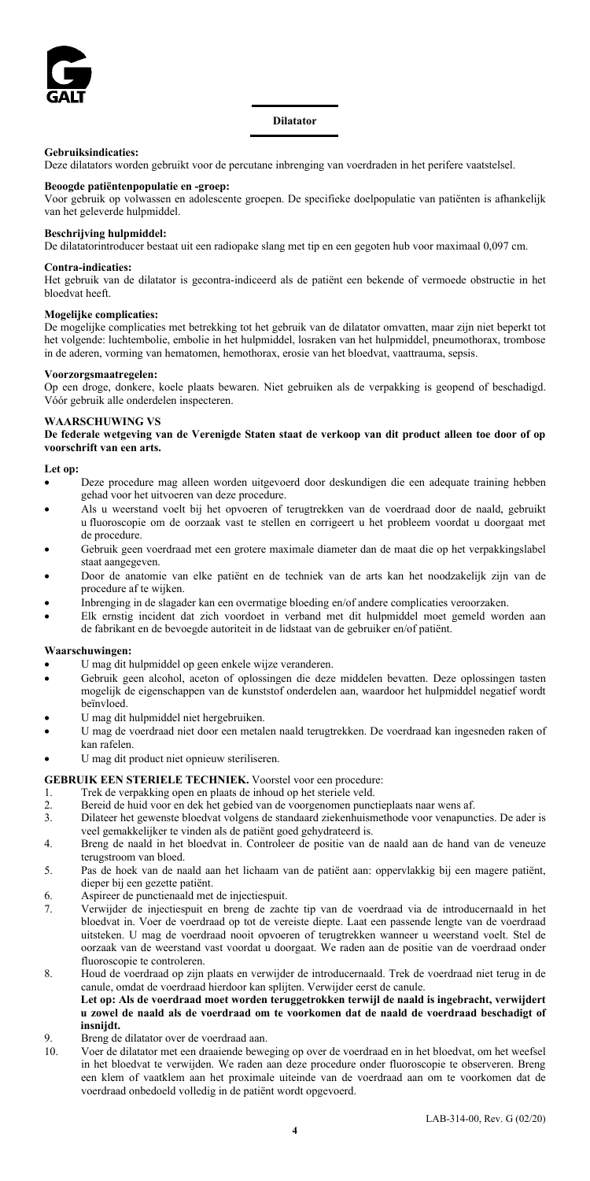## Dilatator

### Gebruiksindicaties:

Deze dilatators worden gebruikt voor de percutane inbrenging van voerdraden in het perifere vaatstelsel.

### Beoogde patiëntenpopulatie en -groep:

Voor gebruik op volwassen en adolescente groepen. De specifieke doelpopulatie van patiënten is afhankelijk van het geleverde hulpmiddel.

### Beschrijving hulpmiddel:

De dilatatorintroducer bestaat uit een radiopake slang met tip en een gegoten hub voor maximaal 0,097 cm.

### Contra-indicaties:

Het gebruik van de dilatator is gecontra-indiceerd als de patiënt een bekende of vermoede obstructie in het bloedvat heeft.

### Mogelijke complicaties:

De mogelijke complicaties met betrekking tot het gebruik van de dilatator omvatten, maar zijn niet beperkt tot het volgende: luchtembolie, embolie in het hulpmiddel, losraken van het hulpmiddel, pneumothorax, trombose in de aderen, vorming van hematomen, hemothorax, erosie van het bloedvat, vaattrauma, sepsis.

### Voorzorgsmaatregelen:

Op een droge, donkere, koele plaats bewaren. Niet gebruiken als de verpakking is geopend of beschadigd. Vóór gebruik alle onderdelen inspecteren.

### WAARSCHUWING VS

**De federale wetgeving van de Verenigde Staten staat de verkoop van dit product alleen toe door of op voorschrift van een arts.**

### Let op:

- Deze procedure mag alleen worden uitgevoerd door deskundigen die een adequate training hebben gehad voor het uitvoeren van deze procedure.
- Als u weerstand voelt bij het opvoeren of terugtrekken van de voerdraad door de naald, gebruikt u fluoroscopie om de oorzaak vast te stellen en corrigeert u het probleem voordat u doorgaat met de procedure.
- Gebruik geen voerdraad met een grotere maximale diameter dan de maat die op het verpakkingslabel staat aangegeven.
- Door de anatomie van elke patiënt en de techniek van de arts kan het noodzakelijk zijn van de procedure af te wijken.
- Inbrenging in de slagader kan een overmatige bloeding en/of andere complicaties veroorzaken.
- Elk ernstig incident dat zich voordoet in verband met dit hulpmiddel moet gemeld worden aan de fabrikant en de bevoegde autoriteit in de lidstaat van de gebruiker en/of patiënt.

### Waarschuwingen:

- U mag dit hulpmiddel op geen enkele wijze veranderen.
- Gebruik geen alcohol, aceton of oplossingen die deze middelen bevatten. Deze oplossingen tasten mogelijk de eigenschappen van de kunststof onderdelen aan, waardoor het hulpmiddel negatief wordt beïnvloed.
- U mag dit hulpmiddel niet hergebruiken.
- U mag de voerdraad niet door een metalen naald terugtrekken. De voerdraad kan ingesneden raken of kan rafelen.
- U mag dit product niet opnieuw steriliseren.

**GEBRUIK EEN STERIELE TECHNIEK.** Voorstel voor een procedure:

1. Trek de verpakking open en plaats de inhoud op het steriele veld.
2. Bereid de huid voor en dek het gebied van de voorgenomen punctieplaats naar wens af.
3. Dilateer het gewenste bloedvat volgens de standaard ziekenhuismethode voor venapuncties. De ader is veel gemakkelijker te vinden als de patiënt goed gehydrateerd is.
4. Breng de naald in het bloedvat in. Controleer de positie van de naald aan de hand van de veneuze terugstroom van bloed.
5. Pas de hoek van de naald aan het lichaam van de patiënt aan: oppervlakkig bij een magere patiënt, dieper bij een gezette patiënt.
6. Aspireer de punctienaald met de injectiespuit.
7. Verwijder de injectiespuit en breng de zachte tip van de voerdraad via de introducernaald in het bloedvat in. Voer de voerdraad op tot de vereiste diepte. Laat een passende lengte van de voerdraad uitsteken. U mag de voerdraad nooit opvoeren of terugtrekken wanneer u weerstand voelt. Stel de oorzaak van de weerstand vast voordat u doorgaat. We raden aan de positie van de voerdraad onder fluoroscopie te controleren.
8. Houd de voerdraad op zijn plaats en verwijder de introducernaald. Trek de voerdraad niet terug in de canule, omdat de voerdraad hierdoor kan splijten. Verwijder eerst de canule.
   **Let op: Als de voerdraad moet worden teruggetrokken terwijl de naald is ingebracht, verwijdert u zowel de naald als de voerdraad om te voorkomen dat de naald de voerdraad beschadigt of insnijdt.**
9. Breng de dilatator over de voerdraad aan.
10. Voer de dilatator met een draaiende beweging op over de voerdraad en in het bloedvat, om het weefsel in het bloedvat te verwijden. We raden aan deze procedure onder fluoroscopie te observeren. Breng een klem of vaatklem aan het proximale uiteinde van de voerdraad aan om te voorkomen dat de voerdraad onbedoeld volledig in de patiënt wordt opgevoerd.

LAB-314-00, Rev. G (02/20)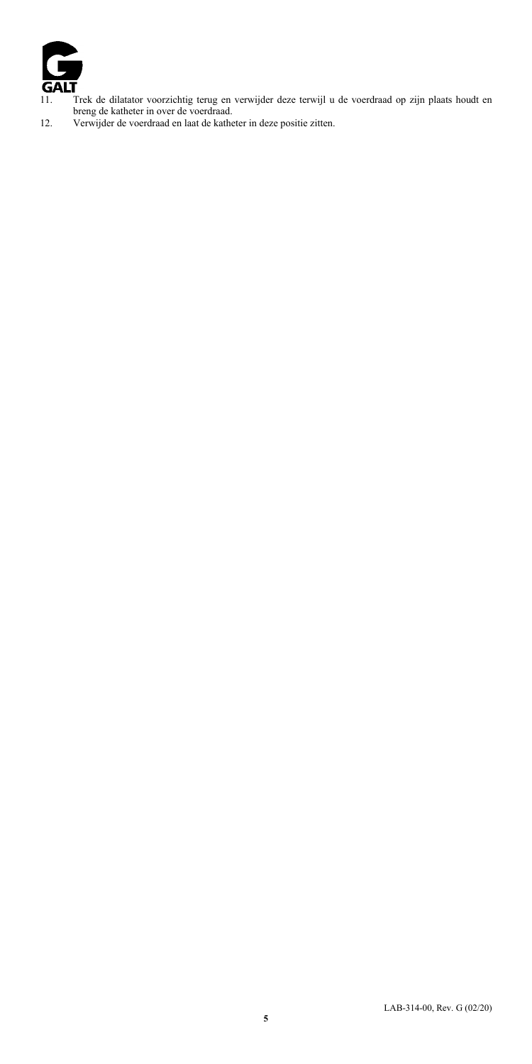11. Trek de dilatator voorzichtig terug en verwijder deze terwijl u de voerdraad op zijn plaats houdt en breng de katheter in over de voerdraad.
12. Verwijder de voerdraad en laat de katheter in deze positie zitten.

LAB-314-00, Rev. G (02/20)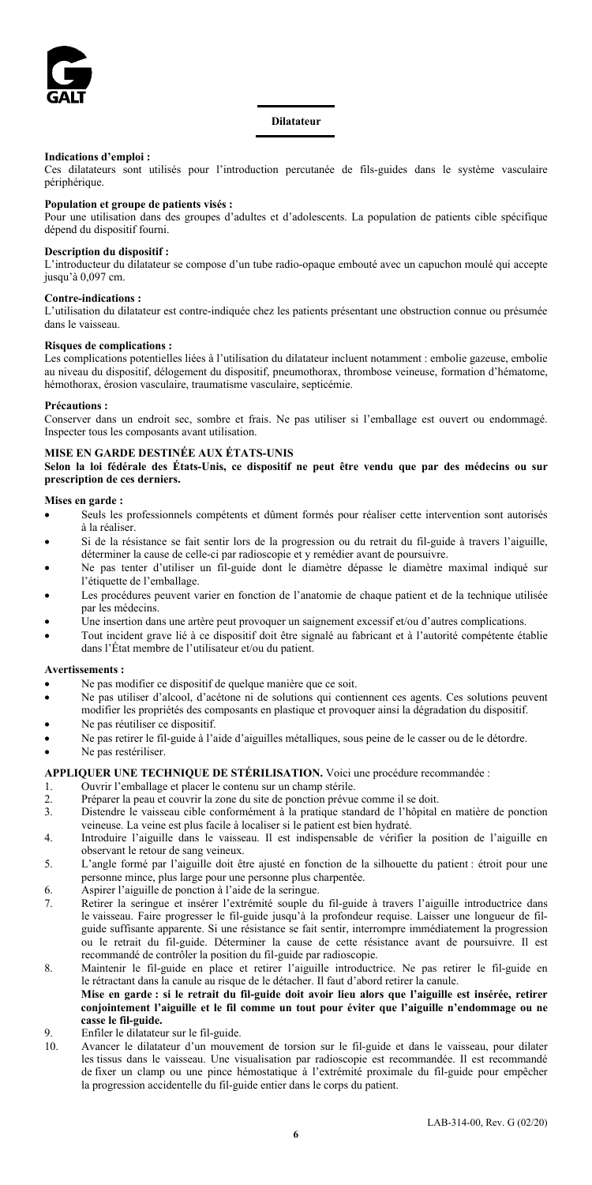## Dilatateur

**Indications d'emploi :**
Ces dilatateurs sont utilisés pour l'introduction percutanée de fils-guides dans le système vasculaire périphérique.

**Population et groupe de patients visés :**
Pour une utilisation dans des groupes d'adultes et d'adolescents. La population de patients cible spécifique dépend du dispositif fourni.

**Description du dispositif :**
L'introducteur du dilatateur se compose d'un tube radio-opaque embouté avec un capuchon moulé qui accepte jusqu'à 0,097 cm.

**Contre-indications :**
L'utilisation du dilatateur est contre-indiquée chez les patients présentant une obstruction connue ou présumée dans le vaisseau.

**Risques de complications :**
Les complications potentielles liées à l'utilisation du dilatateur incluent notamment : embolie gazeuse, embolie au niveau du dispositif, délogement du dispositif, pneumothorax, thrombose veineuse, formation d'hématome, hémothorax, érosion vasculaire, traumatisme vasculaire, septicémie.

**Précautions :**
Conserver dans un endroit sec, sombre et frais. Ne pas utiliser si l'emballage est ouvert ou endommagé. Inspecter tous les composants avant utilisation.

**MISE EN GARDE DESTINÉE AUX ÉTATS-UNIS**
**Selon la loi fédérale des États-Unis, ce dispositif ne peut être vendu que par des médecins ou sur prescription de ces derniers.**

**Mises en garde :**

- Seuls les professionnels compétents et dûment formés pour réaliser cette intervention sont autorisés à la réaliser.
- Si de la résistance se fait sentir lors de la progression ou du retrait du fil-guide à travers l'aiguille, déterminer la cause de celle-ci par radioscopie et y remédier avant de poursuivre.
- Ne pas tenter d'utiliser un fil-guide dont le diamètre dépasse le diamètre maximal indiqué sur l'étiquette de l'emballage.
- Les procédures peuvent varier en fonction de l'anatomie de chaque patient et de la technique utilisée par les médecins.
- Une insertion dans une artère peut provoquer un saignement excessif et/ou d'autres complications.
- Tout incident grave lié à ce dispositif doit être signalé au fabricant et à l'autorité compétente établie dans l'État membre de l'utilisateur et/ou du patient.

**Avertissements :**

- Ne pas modifier ce dispositif de quelque manière que ce soit.
- Ne pas utiliser d'alcool, d'acétone ni de solutions qui contiennent ces agents. Ces solutions peuvent modifier les propriétés des composants en plastique et provoquer ainsi la dégradation du dispositif.
- Ne pas réutiliser ce dispositif.
- Ne pas retirer le fil-guide à l'aide d'aiguilles métalliques, sous peine de le casser ou de le détordre.
- Ne pas restériliser.

**APPLIQUER UNE TECHNIQUE DE STÉRILISATION.** Voici une procédure recommandée :

1. Ouvrir l'emballage et placer le contenu sur un champ stérile.
2. Préparer la peau et couvrir la zone du site de ponction prévue comme il se doit.
3. Distendre le vaisseau cible conformément à la pratique standard de l'hôpital en matière de ponction veineuse. La veine est plus facile à localiser si le patient est bien hydraté.
4. Introduire l'aiguille dans le vaisseau. Il est indispensable de vérifier la position de l'aiguille en observant le retour de sang veineux.
5. L'angle formé par l'aiguille doit être ajusté en fonction de la silhouette du patient : étroit pour une personne mince, plus large pour une personne plus charpentée.
6. Aspirer l'aiguille de ponction à l'aide de la seringue.
7. Retirer la seringue et insérer l'extrémité souple du fil-guide à travers l'aiguille introductrice dans le vaisseau. Faire progresser le fil-guide jusqu'à la profondeur requise. Laisser une longueur de fil-guide suffisante apparente. Si une résistance se fait sentir, interrompre immédiatement la progression ou le retrait du fil-guide. Déterminer la cause de cette résistance avant de poursuivre. Il est recommandé de contrôler la position du fil-guide par radioscopie.
8. Maintenir le fil-guide en place et retirer l'aiguille introductrice. Ne pas retirer le fil-guide en le rétractant dans la canule au risque de le détacher. Il faut d'abord retirer la canule.
   **Mise en garde : si le retrait du fil-guide doit avoir lieu alors que l'aiguille est insérée, retirer conjointement l'aiguille et le fil comme un tout pour éviter que l'aiguille n'endommage ou ne casse le fil-guide.**
9. Enfiler le dilatateur sur le fil-guide.
10. Avancer le dilatateur d'un mouvement de torsion sur le fil-guide et dans le vaisseau, pour dilater les tissus dans le vaisseau. Une visualisation par radioscopie est recommandée. Il est recommandé de fixer un clamp ou une pince hémostatique à l'extrémité proximale du fil-guide pour empêcher la progression accidentelle du fil-guide entier dans le corps du patient.

LAB-314-00, Rev. G (02/20)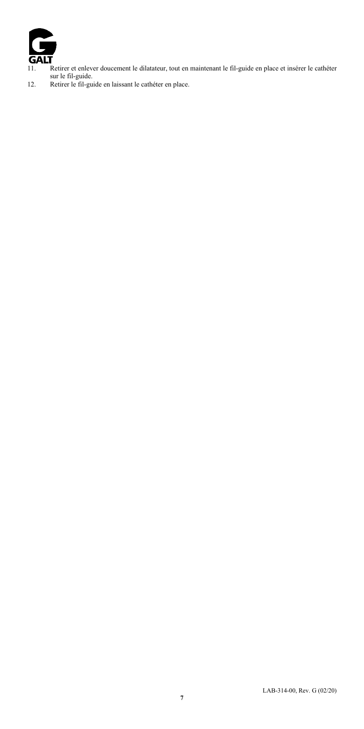11. Retirer et enlever doucement le dilatateur, tout en maintenant le fil-guide en place et insérer le cathéter sur le fil-guide.
12. Retirer le fil-guide en laissant le cathéter en place.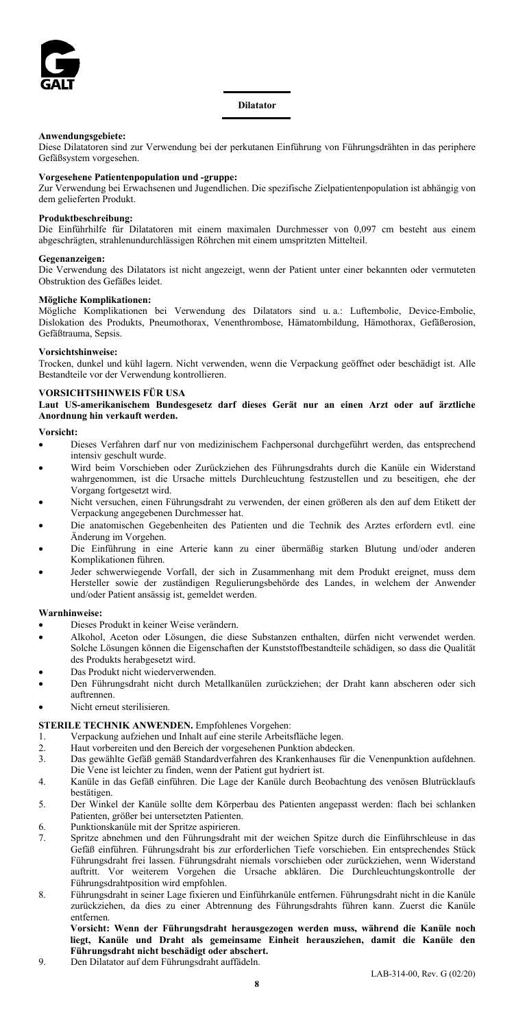## Dilatator

**Anwendungsgebiete:**
Diese Dilatatoren sind zur Verwendung bei der perkutanen Einführung von Führungsdrähten in das periphere Gefäßsystem vorgesehen.

**Vorgesehene Patientenpopulation und -gruppe:**
Zur Verwendung bei Erwachsenen und Jugendlichen. Die spezifische Zielpatientenpopulation ist abhängig von dem gelieferten Produkt.

**Produktbeschreibung:**
Die Einführhilfe für Dilatatoren mit einem maximalen Durchmesser von 0,097 cm besteht aus einem abgeschrägten, strahlenundurchlässigen Röhrchen mit einem umspritzten Mittelteil.

**Gegenanzeigen:**
Die Verwendung des Dilatators ist nicht angezeigt, wenn der Patient unter einer bekannten oder vermuteten Obstruktion des Gefäßes leidet.

**Mögliche Komplikationen:**
Mögliche Komplikationen bei Verwendung des Dilatators sind u. a.: Luftembolie, Device-Embolie, Dislokation des Produkts, Pneumothorax, Venenthrombose, Hämatombildung, Hämothorax, Gefäßerosion, Gefäßtrauma, Sepsis.

**Vorsichtshinweise:**
Trocken, dunkel und kühl lagern. Nicht verwenden, wenn die Verpackung geöffnet oder beschädigt ist. Alle Bestandteile vor der Verwendung kontrollieren.

**VORSICHTSHINWEIS FÜR USA**
**Laut US-amerikanischem Bundesgesetz darf dieses Gerät nur an einen Arzt oder auf ärztliche Anordnung hin verkauft werden.**

**Vorsicht:**

- Dieses Verfahren darf nur von medizinischem Fachpersonal durchgeführt werden, das entsprechend intensiv geschult wurde.
- Wird beim Vorschieben oder Zurückziehen des Führungsdrahts durch die Kanüle ein Widerstand wahrgenommen, ist die Ursache mittels Durchleuchtung festzustellen und zu beseitigen, ehe der Vorgang fortgesetzt wird.
- Nicht versuchen, einen Führungsdraht zu verwenden, der einen größeren als den auf dem Etikett der Verpackung angegebenen Durchmesser hat.
- Die anatomischen Gegebenheiten des Patienten und die Technik des Arztes erfordern evtl. eine Änderung im Vorgehen.
- Die Einführung in eine Arterie kann zu einer übermäßig starken Blutung und/oder anderen Komplikationen führen.
- Jeder schwerwiegende Vorfall, der sich in Zusammenhang mit dem Produkt ereignet, muss dem Hersteller sowie der zuständigen Regulierungsbehörde des Landes, in welchem der Anwender und/oder Patient ansässig ist, gemeldet werden.

**Warnhinweise:**

- Dieses Produkt in keiner Weise verändern.
- Alkohol, Aceton oder Lösungen, die diese Substanzen enthalten, dürfen nicht verwendet werden. Solche Lösungen können die Eigenschaften der Kunststoffbestandteile schädigen, so dass die Qualität des Produkts herabgesetzt wird.
- Das Produkt nicht wiederverwenden.
- Den Führungsdraht nicht durch Metallkanülen zurückziehen; der Draht kann abscheren oder sich auftrennen.
- Nicht erneut sterilisieren.

**STERILE TECHNIK ANWENDEN.** Empfohlenes Vorgehen:

1. Verpackung aufziehen und Inhalt auf eine sterile Arbeitsfläche legen.
2. Haut vorbereiten und den Bereich der vorgesehenen Punktion abdecken.
3. Das gewählte Gefäß gemäß Standardverfahren des Krankenhauses für die Venenpunktion aufdehnen. Die Vene ist leichter zu finden, wenn der Patient gut hydriert ist.
4. Kanüle in das Gefäß einführen. Die Lage der Kanüle durch Beobachtung des venösen Blutrücklaufs bestätigen.
5. Der Winkel der Kanüle sollte dem Körperbau des Patienten angepasst werden: flach bei schlanken Patienten, größer bei untersetzten Patienten.
6. Punktionskanüle mit der Spritze aspirieren.
7. Spritze abnehmen und den Führungsdraht mit der weichen Spitze durch die Einführschleuse in das Gefäß einführen. Führungsdraht bis zur erforderlichen Tiefe vorschieben. Ein entsprechendes Stück Führungsdraht frei lassen. Führungsdraht niemals vorschieben oder zurückziehen, wenn Widerstand auftritt. Vor weiterem Vorgehen die Ursache abklären. Die Durchleuchtungskontrolle der Führungsdrahtposition wird empfohlen.
8. Führungsdraht in seiner Lage fixieren und Einführkanüle entfernen. Führungsdraht nicht in die Kanüle zurückziehen, da dies zu einer Abtrennung des Führungsdrahts führen kann. Zuerst die Kanüle entfernen.
   **Vorsicht: Wenn der Führungsdraht herausgezogen werden muss, während die Kanüle noch liegt, Kanüle und Draht als gemeinsame Einheit herausziehen, damit die Kanüle den Führungsdraht nicht beschädigt oder abschert.**
9. Den Dilatator auf dem Führungsdraht auffädeln.

LAB-314-00, Rev. G (02/20)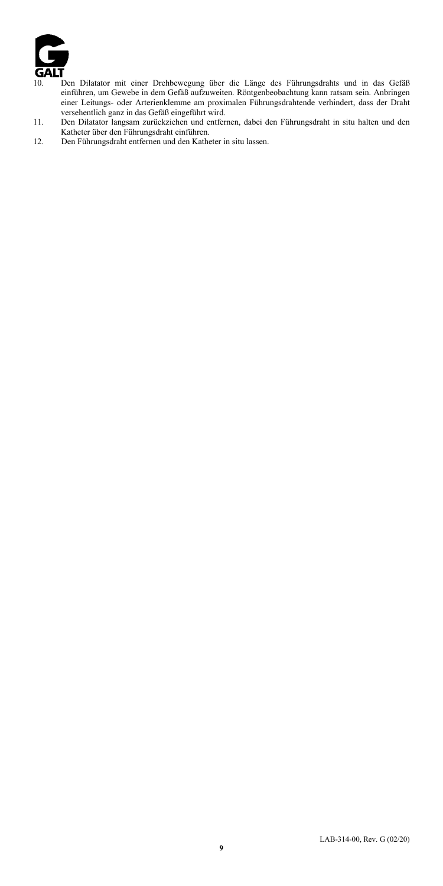10. Den Dilatator mit einer Drehbewegung über die Länge des Führungsdrahts und in das Gefäß einführen, um Gewebe in dem Gefäß aufzuweiten. Röntgenbeobachtung kann ratsam sein. Anbringen einer Leitungs- oder Arterienklemme am proximalen Führungsdrahtende verhindert, dass der Draht versehentlich ganz in das Gefäß eingeführt wird.
11. Den Dilatator langsam zurückziehen und entfernen, dabei den Führungsdraht in situ halten und den Katheter über den Führungsdraht einführen.
12. Den Führungsdraht entfernen und den Katheter in situ lassen.

LAB-314-00, Rev. G (02/20)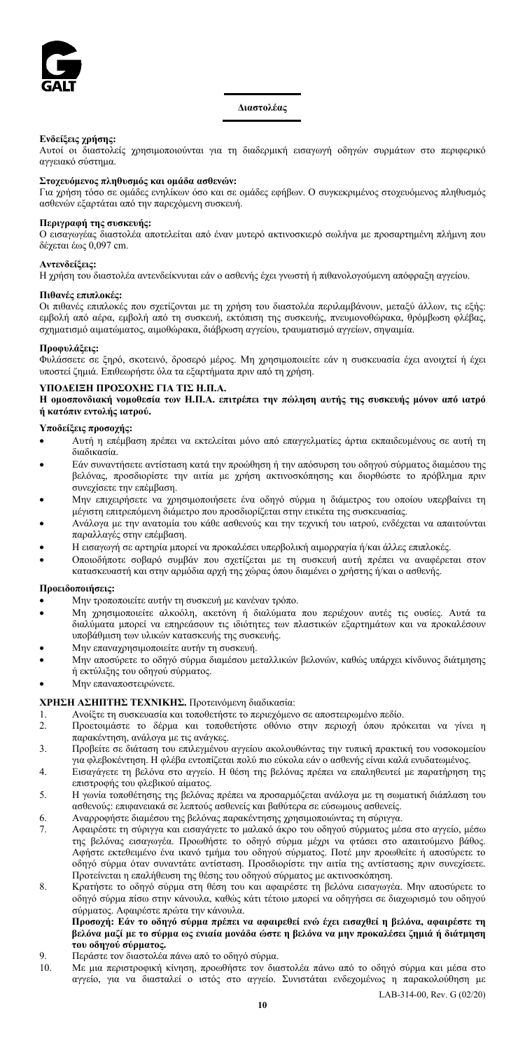## Διαστολέας

**Ενδείξεις χρήσης:**
Αυτοί οι διαστολείς χρησιμοποιούνται για τη διαδερμική εισαγωγή οδηγών συρμάτων στο περιφερικό αγγειακό σύστημα.

**Στοχευόμενος πληθυσμός και ομάδα ασθενών:**
Για χρήση τόσο σε ομάδες ενηλίκων όσο και σε ομάδες εφήβων. Ο συγκεκριμένος στοχευόμενος πληθυσμός ασθενών εξαρτάται από την παρεχόμενη συσκευή.

**Περιγραφή της συσκευής:**
Ο εισαγωγέας διαστολέα αποτελείται από έναν μυτερό ακτινοσκιερό σωλήνα με προσαρτημένη πλήμνη που δέχεται έως 0,097 cm.

**Αντενδείξεις:**
Η χρήση του διαστολέα αντενδείκνυται εάν ο ασθενής έχει γνωστή ή πιθανολογούμενη απόφραξη αγγείου.

**Πιθανές επιπλοκές:**
Οι πιθανές επιπλοκές που σχετίζονται με τη χρήση του διαστολέα περιλαμβάνουν, μεταξύ άλλων, τις εξής: εμβολή από αέρα, εμβολή από τη συσκευή, εκτόπιση της συσκευής, πνευμονοθώρακα, θρόμβωση φλέβας, σχηματισμό αιματώματος, αιμοθώρακα, διάβρωση αγγείου, τραυματισμό αγγείων, σηψαιμία.

**Προφυλάξεις:**
Φυλάσσετε σε ξηρό, σκοτεινό, δροσερό μέρος. Μη χρησιμοποιείτε εάν η συσκευασία έχει ανοιχτεί ή έχει υποστεί ζημιά. Επιθεωρήστε όλα τα εξαρτήματα πριν από τη χρήση.

**ΥΠΟΔΕΙΞΗ ΠΡΟΣΟΧΗΣ ΓΙΑ ΤΙΣ Η.Π.Α.**
**Η ομοσπονδιακή νομοθεσία των Η.Π.Α. επιτρέπει την πώληση αυτής της συσκευής μόνον από ιατρό ή κατόπιν εντολής ιατρού.**

**Υποδείξεις προσοχής:**

- Αυτή η επέμβαση πρέπει να εκτελείται μόνο από επαγγελματίες άρτια εκπαιδευμένους σε αυτή τη διαδικασία.
- Εάν συναντήσετε αντίσταση κατά την προώθηση ή την απόσυρση του οδηγού σύρματος διαμέσου της βελόνας, προσδιορίστε την αιτία με χρήση ακτινοσκόπησης και διορθώστε το πρόβλημα πριν συνεχίσετε την επέμβαση.
- Μην επιχειρήσετε να χρησιμοποιήσετε ένα οδηγό σύρμα η διάμετρος του οποίου υπερβαίνει τη μέγιστη επιτρεπόμενη διάμετρο που προσδιορίζεται στην ετικέτα της συσκευασίας.
- Ανάλογα με την ανατομία του κάθε ασθενούς και την τεχνική του ιατρού, ενδέχεται να απαιτούνται παραλλαγές στην επέμβαση.
- Η εισαγωγή σε αρτηρία μπορεί να προκαλέσει υπερβολική αιμορραγία ή/και άλλες επιπλοκές.
- Οποιοδήποτε σοβαρό συμβάν που σχετίζεται με τη συσκευή αυτή πρέπει να αναφέρεται στον κατασκευαστή και στην αρμόδια αρχή της χώρας όπου διαμένει ο χρήστης ή/και ο ασθενής.

**Προειδοποιήσεις:**

- Μην τροποποιείτε αυτήν τη συσκευή με κανέναν τρόπο.
- Μη χρησιμοποιείτε αλκοόλη, ακετόνη ή διαλύματα που περιέχουν αυτές τις ουσίες. Αυτά τα διαλύματα μπορεί να επηρεάσουν τις ιδιότητες των πλαστικών εξαρτημάτων και να προκαλέσουν υποβάθμιση των υλικών κατασκευής της συσκευής.
- Μην επαναχρησιμοποιείτε αυτήν τη συσκευή.
- Μην αποσύρετε το οδηγό σύρμα διαμέσου μεταλλικών βελονών, καθώς υπάρχει κίνδυνος διάτμησης ή εκτύλιξης του οδηγού σύρματος.
- Μην επαναποστειρώνετε.

**ΧΡΗΣΗ ΑΣΗΠΤΗΣ ΤΕΧΝΙΚΗΣ.** Προτεινόμενη διαδικασία:

1. Ανοίξτε τη συσκευασία και τοποθετήστε το περιεχόμενο σε αποστειρωμένο πεδίο.
2. Προετοιμάστε το δέρμα και τοποθετήστε οθόνιο στην περιοχή όπου πρόκειται να γίνει η παρακέντηση, ανάλογα με τις ανάγκες.
3. Προβείτε σε διάταση του επιλεγμένου αγγείου ακολουθώντας την τυπική πρακτική του νοσοκομείου για φλεβοκέντηση. Η φλέβα εντοπίζεται πολύ πιο εύκολα εάν ο ασθενής είναι καλά ενυδατωμένος.
4. Εισαγάγετε τη βελόνα στο αγγείο. Η θέση της βελόνας πρέπει να επαληθευτεί με παρατήρηση της επιστροφής του φλεβικού αίματος.
5. Η γωνία τοποθέτησης της βελόνας πρέπει να προσαρμόζεται ανάλογα με τη σωματική διάπλαση του ασθενούς: επιφανειακά σε λεπτούς ασθενείς και βαθύτερα σε εύσωμους ασθενείς.
6. Αναρροφήστε διαμέσου της βελόνας παρακέντησης χρησιμοποιώντας τη σύριγγα.
7. Αφαιρέστε τη σύριγγα και εισαγάγετε το μαλακό άκρο του οδηγού σύρματος μέσα στο αγγείο, μέσω της βελόνας εισαγωγέα. Προωθήστε το οδηγό σύρμα μέχρι να φτάσει στο απαιτούμενο βάθος. Αφήστε εκτεθειμένο ένα ικανό τμήμα του οδηγού σύρματος. Ποτέ μην προωθείτε ή αποσύρετε το οδηγό σύρμα όταν συναντάτε αντίσταση. Προσδιορίστε την αιτία της αντίστασης πριν συνεχίσετε. Προτείνεται η επαλήθευση της θέσης του οδηγού σύρματος με ακτινοσκόπηση.
8. Κρατήστε το οδηγό σύρμα στη θέση του και αφαιρέστε τη βελόνα εισαγωγέα. Μην αποσύρετε το οδηγό σύρμα πίσω στην κάνουλα, καθώς κάτι τέτοιο μπορεί να οδηγήσει σε διαχωρισμό του οδηγού σύρματος. Αφαιρέστε πρώτα την κάνουλα.
   **Προσοχή: Εάν το οδηγό σύρμα πρέπει να αφαιρεθεί ενώ έχει εισαχθεί η βελόνα, αφαιρέστε τη βελόνα μαζί με το σύρμα ως ενιαία μονάδα ώστε η βελόνα να μην προκαλέσει ζημιά ή διάτμηση του οδηγού σύρματος.**
9. Περάστε τον διαστολέα πάνω από το οδηγό σύρμα.
10. Με μια περιστροφική κίνηση, προωθήστε τον διαστολέα πάνω από το οδηγό σύρμα και μέσα στο αγγείο, για να διασταλεί ο ιστός στο αγγείο. Συνιστάται ενδεχομένως η παρακολούθηση με

LAB-314-00, Rev. G (02/20)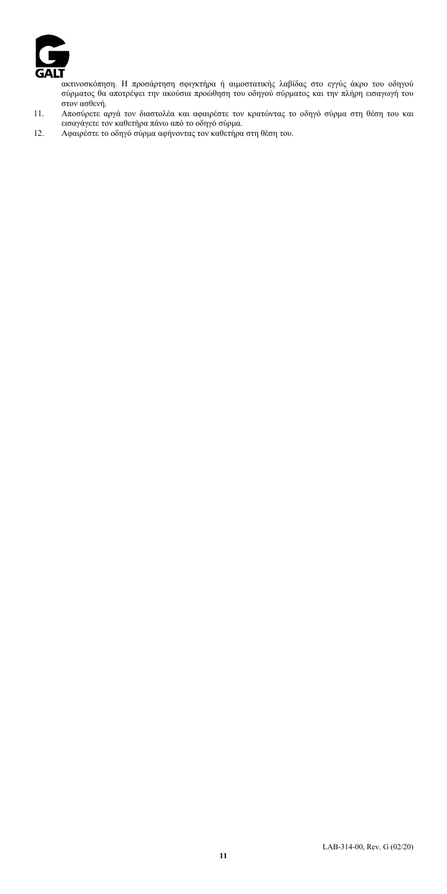ακτινοσκόπηση. Η προσάρτηση σφιγκτήρα ή αιμοστατικής λαβίδας στο εγγύς άκρο του οδηγού σύρματος θα αποτρέψει την ακούσια προώθηση του οδηγού σύρματος και την πλήρη εισαγωγή του στον ασθενή.

11. Αποσύρετε αργά τον διαστολέα και αφαιρέστε τον κρατώντας το οδηγό σύρμα στη θέση του και εισαγάγετε τον καθετήρα πάνω από το οδηγό σύρμα.
12. Αφαιρέστε το οδηγό σύρμα αφήνοντας τον καθετήρα στη θέση του.

LAB-314-00, Rev. G (02/20)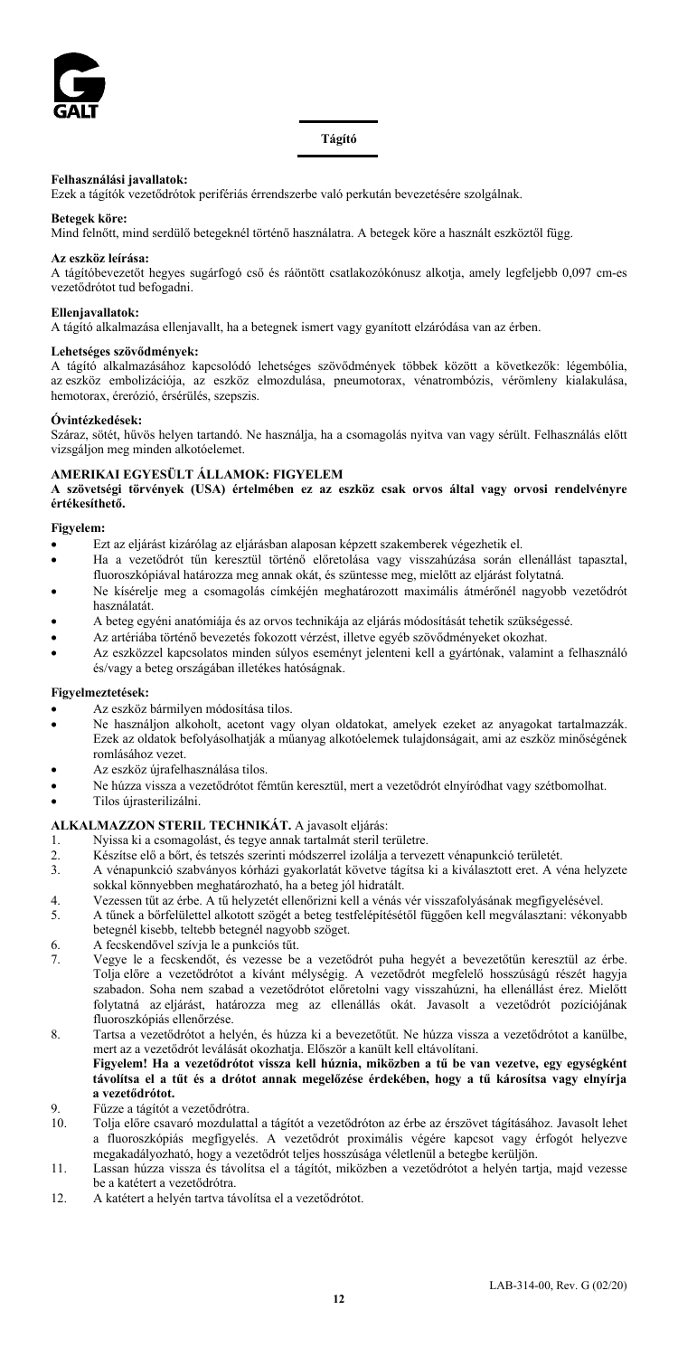# Tágító

**Felhasználási javallatok:**
Ezek a tágítók vezetődrótok perifériás érrendszerbe való perkután bevezetésére szolgálnak.

**Betegek köre:**
Mind felnőtt, mind serdülő betegeknél történő használatra. A betegek köre a használt eszköztől függ.

**Az eszköz leírása:**
A tágítóbevezetőt hegyes sugárfogó cső és ráöntött csatlakozókónusz alkotja, amely legfeljebb 0,097 cm-es vezetődrótot tud befogadni.

**Ellenjavallatok:**
A tágító alkalmazása ellenjavallt, ha a betegnek ismert vagy gyanított elzáródása van az érben.

**Lehetséges szövődmények:**
A tágító alkalmazásához kapcsolódó lehetséges szövődmények többek között a következők: légembólia, az eszköz embolizációja, az eszköz elmozdulása, pneumotorax, vénatrombózis, vérömleny kialakulása, hemotorax, érerózió, érsérülés, szepszis.

**Óvintézkedések:**
Száraz, sötét, hűvös helyen tartandó. Ne használja, ha a csomagolás nyitva van vagy sérült. Felhasználás előtt vizsgáljon meg minden alkotóelemet.

**AMERIKAI EGYESÜLT ÁLLAMOK: FIGYELEM**
**A szövetségi törvények (USA) értelmében ez az eszköz csak orvos által vagy orvosi rendelvényre értékesíthető.**

**Figyelem:**
- Ezt az eljárást kizárólag az eljárásban alaposan képzett szakemberek végezhetik el.
- Ha a vezetődrót tűn keresztül történő előretolása vagy visszahúzása során ellenállást tapasztal, fluoroszkópiával határozza meg annak okát, és szüntesse meg, mielőtt az eljárást folytatná.
- Ne kísérelje meg a csomagolás címkéjén meghatározott maximális átmérőnél nagyobb vezetődrót használatát.
- A beteg egyéni anatómiája és az orvos technikája az eljárás módosítását tehetik szükségessé.
- Az artériába történő bevezetés fokozott vérzést, illetve egyéb szövődményeket okozhat.
- Az eszközzel kapcsolatos minden súlyos eseményt jelenteni kell a gyártónak, valamint a felhasználó és/vagy a beteg országában illetékes hatóságnak.

**Figyelmeztetések:**
- Az eszköz bármilyen módosítása tilos.
- Ne használjon alkoholt, acetont vagy olyan oldatokat, amelyek ezeket az anyagokat tartalmazzák. Ezek az oldatok befolyásolhatják a műanyag alkotóelemek tulajdonságait, ami az eszköz minőségének romlásához vezet.
- Az eszköz újrafelhasználása tilos.
- Ne húzza vissza a vezetődrótot fémtűn keresztül, mert a vezetődrót elnyíródhat vagy szétbomolhat.
- Tilos újrasterilizálni.

**ALKALMAZZON STERIL TECHNIKÁT.** A javasolt eljárás:

1. Nyissa ki a csomagolást, és tegye annak tartalmát steril területre.
2. Készítse elő a bőrt, és tetszés szerinti módszerrel izolálja a tervezett vénapunkció területét.
3. A vénapunkció szabványos kórházi gyakorlatát követve tágítsa ki a kiválasztott eret. A véna helyzete sokkal könnyebben meghatározható, ha a beteg jól hidratált.
4. Vezessen tűt az érbe. A tű helyzetét ellenőrizni kell a vénás vér visszafolyásának megfigyelésével.
5. A tűnek a bőrfelülettel alkotott szögét a beteg testfelépítésétől függően kell megválasztani: vékonyabb betegnél kisebb, teltebb betegnél nagyobb szöget.
6. A fecskendővel szívja le a punkciós tűt.
7. Vegye le a fecskendőt, és vezesse be a vezetődrót puha hegyét a bevezetőtűn keresztül az érbe. Tolja előre a vezetődrótot a kívánt mélységig. A vezetődrót megfelelő hosszúságú részét hagyja szabadon. Soha nem szabad a vezetődrótot előretolni vagy visszahúzni, ha ellenállást érez. Mielőtt folytatná az eljárást, határozza meg az ellenállás okát. Javasolt a vezetődrót pozíciójának fluoroszkópiás ellenőrzése.
8. Tartsa a vezetődrótot a helyén, és húzza ki a bevezetőtűt. Ne húzza vissza a vezetődrótot a kanülbe, mert az a vezetődrót leválását okozhatja. Először a kanült kell eltávolítani.
   **Figyelem! Ha a vezetődrótot vissza kell húznia, miközben a tű be van vezetve, egy egységként távolítsa el a tűt és a drótot annak megelőzése érdekében, hogy a tű károsítsa vagy elnyírja a vezetődrótot.**
9. Fűzze a tágítót a vezetődrótra.
10. Tolja előre csavaró mozdulattal a tágítót a vezetődróton az érbe az érszövet tágításához. Javasolt lehet a fluoroszkópiás megfigyelés. A vezetődrót proximális végére kapcsot vagy érfogót helyezve megakadályozható, hogy a vezetődrót teljes hosszúsága véletlenül a betegbe kerüljön.
11. Lassan húzza vissza és távolítsa el a tágítót, miközben a vezetődrótot a helyén tartja, majd vezesse be a katétert a vezetődrótra.
12. A katétert a helyén tartva távolítsa el a vezetődrótot.

LAB-314-00, Rev. G (02/20)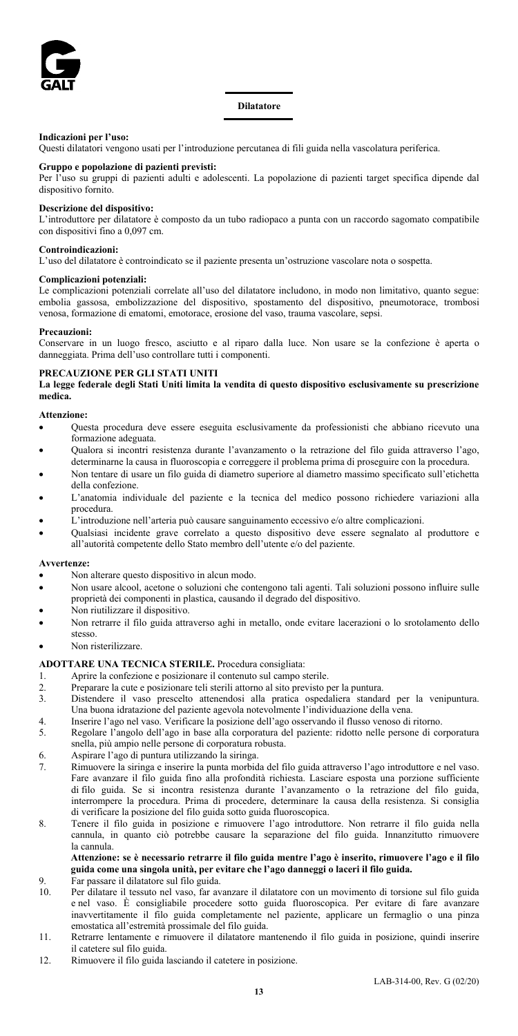GALT

# Dilatatore

**Indicazioni per l'uso:**
Questi dilatatori vengono usati per l'introduzione percutanea di fili guida nella vascolatura periferica.

**Gruppo e popolazione di pazienti previsti:**
Per l'uso su gruppi di pazienti adulti e adolescenti. La popolazione di pazienti target specifica dipende dal dispositivo fornito.

**Descrizione del dispositivo:**
L'introduttore per dilatatore è composto da un tubo radiopaco a punta con un raccordo sagomato compatibile con dispositivi fino a 0,097 cm.

**Controindicazioni:**
L'uso del dilatatore è controindicato se il paziente presenta un'ostruzione vascolare nota o sospetta.

**Complicazioni potenziali:**
Le complicazioni potenziali correlate all'uso del dilatatore includono, in modo non limitativo, quanto segue: embolia gassosa, embolizzazione del dispositivo, spostamento del dispositivo, pneumotorace, trombosi venosa, formazione di ematomi, emotorace, erosione del vaso, trauma vascolare, sepsi.

**Precauzioni:**
Conservare in un luogo fresco, asciutto e al riparo dalla luce. Non usare se la confezione è aperta o danneggiata. Prima dell'uso controllare tutti i componenti.

**PRECAUZIONE PER GLI STATI UNITI**
**La legge federale degli Stati Uniti limita la vendita di questo dispositivo esclusivamente su prescrizione medica.**

**Attenzione:**

- Questa procedura deve essere eseguita esclusivamente da professionisti che abbiano ricevuto una formazione adeguata.
- Qualora si incontri resistenza durante l'avanzamento o la retrazione del filo guida attraverso l'ago, determinarne la causa in fluoroscopia e correggere il problema prima di proseguire con la procedura.
- Non tentare di usare un filo guida di diametro superiore al diametro massimo specificato sull'etichetta della confezione.
- L'anatomia individuale del paziente e la tecnica del medico possono richiedere variazioni alla procedura.
- L'introduzione nell'arteria può causare sanguinamento eccessivo e/o altre complicazioni.
- Qualsiasi incidente grave correlato a questo dispositivo deve essere segnalato al produttore e all'autorità competente dello Stato membro dell'utente e/o del paziente.

**Avvertenze:**

- Non alterare questo dispositivo in alcun modo.
- Non usare alcool, acetone o soluzioni che contengono tali agenti. Tali soluzioni possono influire sulle proprietà dei componenti in plastica, causando il degrado del dispositivo.
- Non riutilizzare il dispositivo.
- Non retrarre il filo guida attraverso aghi in metallo, onde evitare lacerazioni o lo srotolamento dello stesso.
- Non risterilizzare.

**ADOTTARE UNA TECNICA STERILE.** Procedura consigliata:

1. Aprire la confezione e posizionare il contenuto sul campo sterile.
2. Preparare la cute e posizionare teli sterili attorno al sito previsto per la puntura.
3. Distendere il vaso prescelto attenendosi alla pratica ospedaliera standard per la venipuntura. Una buona idratazione del paziente agevola notevolmente l'individuazione della vena.
4. Inserire l'ago nel vaso. Verificare la posizione dell'ago osservando il flusso venoso di ritorno.
5. Regolare l'angolo dell'ago in base alla corporatura del paziente: ridotto nelle persone di corporatura snella, più ampio nelle persone di corporatura robusta.
6. Aspirare l'ago di puntura utilizzando la siringa.
7. Rimuovere la siringa e inserire la punta morbida del filo guida attraverso l'ago introduttore e nel vaso. Fare avanzare il filo guida fino alla profondità richiesta. Lasciare esposta una porzione sufficiente di filo guida. Se si incontra resistenza durante l'avanzamento o la retrazione del filo guida, interrompere la procedura. Prima di procedere, determinare la causa della resistenza. Si consiglia di verificare la posizione del filo guida sotto guida fluoroscopica.
8. Tenere il filo guida in posizione e rimuovere l'ago introduttore. Non retrarre il filo guida nella cannula, in quanto ciò potrebbe causare la separazione del filo guida. Innanzitutto rimuovere la cannula.
   **Attenzione: se è necessario retrarre il filo guida mentre l'ago è inserito, rimuovere l'ago e il filo guida come una singola unità, per evitare che l'ago danneggi o laceri il filo guida.**
9. Far passare il dilatatore sul filo guida.
10. Per dilatare il tessuto nel vaso, far avanzare il dilatatore con un movimento di torsione sul filo guida e nel vaso. È consigliabile procedere sotto guida fluoroscopica. Per evitare di fare avanzare inavvertitamente il filo guida completamente nel paziente, applicare un fermaglio o una pinza emostatica all'estremità prossimale del filo guida.
11. Retrarre lentamente e rimuovere il dilatatore mantenendo il filo guida in posizione, quindi inserire il catetere sul filo guida.
12. Rimuovere il filo guida lasciando il catetere in posizione.

LAB-314-00, Rev. G (02/20)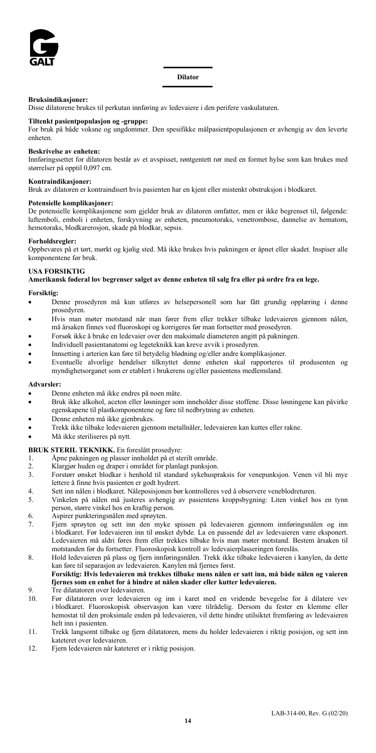GALT

**Dilator**

**Bruksindikasjoner:**
Disse dilatorene brukes til perkutan innføring av ledevaiere i den perifere vaskulaturen.

**Tiltenkt pasientpopulasjon og -gruppe:**
For bruk på både voksne og ungdommer. Den spesifikke målpasientpopulasjonen er avhengig av den leverte enheten.

**Beskrivelse av enheten:**
Innføringssettet for dilatoren består av et avspisset, røntgentett rør med en formet hylse som kan brukes med størrelser på opptil 0,097 cm.

**Kontraindikasjoner:**
Bruk av dilatoren er kontraindisert hvis pasienten har en kjent eller mistenkt obstruksjon i blodkaret.

**Potensielle komplikasjoner:**
De potensielle komplikasjonene som gjelder bruk av dilatoren omfatter, men er ikke begrenset til, følgende: luftemboli, emboli i enheten, forskyvning av enheten, pneumotoraks, venetrombose, dannelse av hematom, hemotoraks, blodkarerosjon, skade på blodkar, sepsis.

**Forholdsregler:**
Oppbevares på et tørt, mørkt og kjølig sted. Må ikke brukes hvis pakningen er åpnet eller skadet. Inspiser alle komponentene før bruk.

**USA FORSIKTIG**
**Amerikansk føderal lov begrenser salget av denne enheten til salg fra eller på ordre fra en lege.**

**Forsiktig:**

- Denne prosedyren må kun utføres av helsepersonell som har fått grundig opplæring i denne prosedyren.
- Hvis man møter motstand når man fører frem eller trekker tilbake ledevaieren gjennom nålen, må årsaken finnes ved fluoroskopi og korrigeres før man fortsetter med prosedyren.
- Forsøk ikke å bruke en ledevaier over den maksimale diameteren angitt på pakningen.
- Individuell pasientanatomi og legeteknikk kan kreve avvik i prosedyren.
- Innsetting i arterien kan føre til betydelig blødning og/eller andre komplikasjoner.
- Eventuelle alvorlige hendelser tilknyttet denne enheten skal rapporteres til produsenten og myndighetsorganet som er etablert i brukerens og/eller pasientens medlemsland.

**Advarsler:**

- Denne enheten må ikke endres på noen måte.
- Bruk ikke alkohol, aceton eller løsninger som inneholder disse stoffene. Disse løsningene kan påvirke egenskapene til plastkomponentene og føre til nedbrytning av enheten.
- Denne enheten må ikke gjenbrukes.
- Trekk ikke tilbake ledevaieren gjennom metallnåler, ledevaieren kan kuttes eller rakne.
- Må ikke steriliseres på nytt.

**BRUK STERIL TEKNIKK.** En foreslått prosedyre:

1. Åpne pakningen og plasser innholdet på et sterilt område.
2. Klargjør huden og draper i området for planlagt punksjon.
3. Forstørr ønsket blodkar i henhold til standard sykehuspraksis for venepunksjon. Venen vil bli mye lettere å finne hvis pasienten er godt hydrert.
4. Sett inn nålen i blodkaret. Nåleposisjonen bør kontrolleres ved å observere veneblodreturen.
5. Vinkelen på nålen må justeres avhengig av pasientens kroppsbygning: Liten vinkel hos en tynn person, større vinkel hos en kraftig person.
6. Aspirer punkteringsnålen med sprøyten.
7. Fjern sprøyten og sett inn den myke spissen på ledevaieren gjennom innføringsnålen og inn i blodkaret. Før ledevaieren inn til ønsket dybde. La en passende del av ledevaieren være eksponert. Ledevaieren må aldri føres frem eller trekkes tilbake hvis man møter motstand. Bestem årsaken til motstanden før du fortsetter. Fluoroskopisk kontroll av ledevaierplasseringen foreslås.
8. Hold ledevaieren på plass og fjern innføringsnålen. Trekk ikke tilbake ledevaieren i kanylen, da dette kan føre til separasjon av ledevaieren. Kanylen må fjernes først.
   **Forsiktig: Hvis ledevaieren må trekkes tilbake mens nålen er satt inn, må både nålen og vaieren fjernes som en enhet for å hindre at nålen skader eller kutter ledevaieren.**
9. Tre dilatatoren over ledevaieren.
10. Før dilatatoren over ledevaieren og inn i karet med en vridende bevegelse for å dilatere vev i blodkaret. Fluoroskopisk observasjon kan være tilrådelig. Dersom du fester en klemme eller hemostat til den proksimale enden på ledevaieren, vil dette hindre utilsiktet fremføring av ledevaieren helt inn i pasienten.
11. Trekk langsomt tilbake og fjern dilatatoren, mens du holder ledevaieren i riktig posisjon, og sett inn kateteret over ledevaieren.
12. Fjern ledevaieren når kateteret er i riktig posisjon.

LAB-314-00, Rev. G (02/20)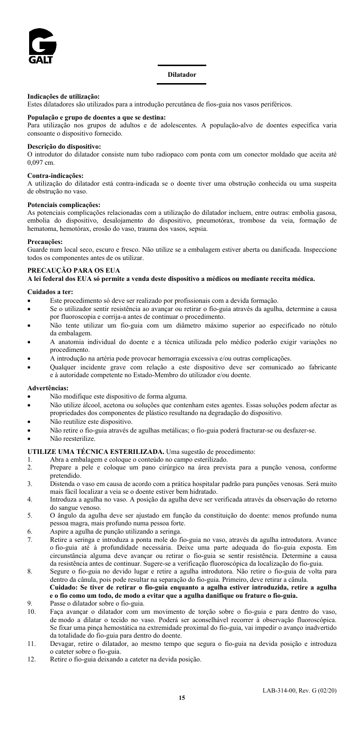# Dilatador

**Indicações de utilização:**
Estes dilatadores são utilizados para a introdução percutânea de fios-guia nos vasos periféricos.

**População e grupo de doentes a que se destina:**
Para utilização nos grupos de adultos e de adolescentes. A população-alvo de doentes específica varia consoante o dispositivo fornecido.

**Descrição do dispositivo:**
O introdutor do dilatador consiste num tubo radiopaco com ponta com um conector moldado que aceita até 0,097 cm.

**Contra-indicações:**
A utilização do dilatador está contra-indicada se o doente tiver uma obstrução conhecida ou uma suspeita de obstrução no vaso.

**Potenciais complicações:**
As potenciais complicações relacionadas com a utilização do dilatador incluem, entre outras: embolia gasosa, embolia do dispositivo, desalojamento do dispositivo, pneumotórax, trombose da veia, formação de hematoma, hemotórax, erosão do vaso, trauma dos vasos, sepsia.

**Precauções:**
Guarde num local seco, escuro e fresco. Não utilize se a embalagem estiver aberta ou danificada. Inspeccione todos os componentes antes de os utilizar.

**PRECAUÇÃO PARA OS EUA**
**A lei federal dos EUA só permite a venda deste dispositivo a médicos ou mediante receita médica.**

**Cuidados a ter:**

- Este procedimento só deve ser realizado por profissionais com a devida formação.
- Se o utilizador sentir resistência ao avançar ou retirar o fio-guia através da agulha, determine a causa por fluoroscopia e corrija-a antes de continuar o procedimento.
- Não tente utilizar um fio-guia com um diâmetro máximo superior ao especificado no rótulo da embalagem.
- A anatomia individual do doente e a técnica utilizada pelo médico poderão exigir variações no procedimento.
- A introdução na artéria pode provocar hemorragia excessiva e/ou outras complicações.
- Qualquer incidente grave com relação a este dispositivo deve ser comunicado ao fabricante e à autoridade competente no Estado-Membro do utilizador e/ou doente.

**Advertências:**

- Não modifique este dispositivo de forma alguma.
- Não utilize álcool, acetona ou soluções que contenham estes agentes. Essas soluções podem afectar as propriedades dos componentes de plástico resultando na degradação do dispositivo.
- Não reutilize este dispositivo.
- Não retire o fio-guia através de agulhas metálicas; o fio-guia poderá fracturar-se ou desfazer-se.
- Não reesterilize.

**UTILIZE UMA TÉCNICA ESTERILIZADA.** Uma sugestão de procedimento:

1. Abra a embalagem e coloque o conteúdo no campo esterilizado.
2. Prepare a pele e coloque um pano cirúrgico na área prevista para a punção venosa, conforme pretendido.
3. Distenda o vaso em causa de acordo com a prática hospitalar padrão para punções venosas. Será muito mais fácil localizar a veia se o doente estiver bem hidratado.
4. Introduza a agulha no vaso. A posição da agulha deve ser verificada através da observação do retorno do sangue venoso.
5. O ângulo da agulha deve ser ajustado em função da constituição do doente: menos profundo numa pessoa magra, mais profundo numa pessoa forte.
6. Aspire a agulha de punção utilizando a seringa.
7. Retire a seringa e introduza a ponta mole do fio-guia no vaso, através da agulha introdutora. Avance o fio-guia até à profundidade necessária. Deixe uma parte adequada do fio-guia exposta. Em circunstância alguma deve avançar ou retirar o fio-guia se sentir resistência. Determine a causa da resistência antes de continuar. Sugere-se a verificação fluoroscópica da localização do fio-guia.
8. Segure o fio-guia no devido lugar e retire a agulha introdutora. Não retire o fio-guia de volta para dentro da cânula, pois pode resultar na separação do fio-guia. Primeiro, deve retirar a cânula.
   **Cuidado: Se tiver de retirar o fio-guia enquanto a agulha estiver introduzida, retire a agulha e o fio como um todo, de modo a evitar que a agulha danifique ou frature o fio-guia.**
9. Passe o dilatador sobre o fio-guia.
10. Faça avançar o dilatador com um movimento de torção sobre o fio-guia e para dentro do vaso, de modo a dilatar o tecido no vaso. Poderá ser aconselhável recorrer à observação fluoroscópica. Se fixar uma pinça hemostática na extremidade proximal do fio-guia, vai impedir o avanço inadvertido da totalidade do fio-guia para dentro do doente.
11. Devagar, retire o dilatador, ao mesmo tempo que segura o fio-guia na devida posição e introduza o cateter sobre o fio-guia.
12. Retire o fio-guia deixando a cateter na devida posição.

LAB-314-00, Rev. G (02/20)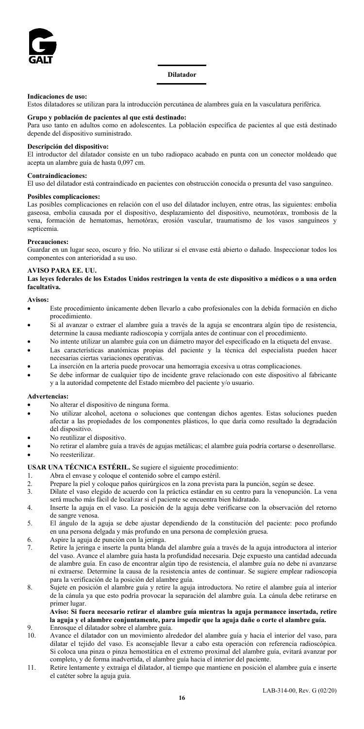## Dilatador

**Indicaciones de uso:**
Estos dilatadores se utilizan para la introducción percutánea de alambres guía en la vasculatura periférica.

**Grupo y población de pacientes al que está destinado:**
Para uso tanto en adultos como en adolescentes. La población específica de pacientes al que está destinado depende del dispositivo suministrado.

**Descripción del dispositivo:**
El introductor del dilatador consiste en un tubo radiopaco acabado en punta con un conector moldeado que acepta un alambre guía de hasta 0,097 cm.

**Contraindicaciones:**
El uso del dilatador está contraindicado en pacientes con obstrucción conocida o presunta del vaso sanguíneo.

**Posibles complicaciones:**
Las posibles complicaciones en relación con el uso del dilatador incluyen, entre otras, las siguientes: embolia gaseosa, embolia causada por el dispositivo, desplazamiento del dispositivo, neumotórax, trombosis de la vena, formación de hematomas, hemotórax, erosión vascular, traumatismo de los vasos sanguíneos y septicemia.

**Precauciones:**
Guardar en un lugar seco, oscuro y frío. No utilizar si el envase está abierto o dañado. Inspeccionar todos los componentes con anterioridad a su uso.

**AVISO PARA EE. UU.**
**Las leyes federales de los Estados Unidos restringen la venta de este dispositivo a médicos o a una orden facultativa.**

**Avisos:**

- Este procedimiento únicamente deben llevarlo a cabo profesionales con la debida formación en dicho procedimiento.
- Si al avanzar o extraer el alambre guía a través de la aguja se encontrara algún tipo de resistencia, determine la causa mediante radioscopia y corríjala antes de continuar con el procedimiento.
- No intente utilizar un alambre guía con un diámetro mayor del especificado en la etiqueta del envase.
- Las características anatómicas propias del paciente y la técnica del especialista pueden hacer necesarias ciertas variaciones operativas.
- La inserción en la arteria puede provocar una hemorragia excesiva u otras complicaciones.
- Se debe informar de cualquier tipo de incidente grave relacionado con este dispositivo al fabricante y a la autoridad competente del Estado miembro del paciente y/o usuario.

**Advertencias:**

- No alterar el dispositivo de ninguna forma.
- No utilizar alcohol, acetona o soluciones que contengan dichos agentes. Estas soluciones pueden afectar a las propiedades de los componentes plásticos, lo que daría como resultado la degradación del dispositivo.
- No reutilizar el dispositivo.
- No retirar el alambre guía a través de agujas metálicas; el alambre guía podría cortarse o desenrollarse.
- No reesterilizar.

**USAR UNA TÉCNICA ESTÉRIL.** Se sugiere el siguiente procedimiento:

1. Abra el envase y coloque el contenido sobre el campo estéril.
2. Prepare la piel y coloque paños quirúrgicos en la zona prevista para la punción, según se desee.
3. Dilate el vaso elegido de acuerdo con la práctica estándar en su centro para la venopunción. La vena será mucho más fácil de localizar si el paciente se encuentra bien hidratado.
4. Inserte la aguja en el vaso. La posición de la aguja debe verificarse con la observación del retorno de sangre venosa.
5. El ángulo de la aguja se debe ajustar dependiendo de la constitución del paciente: poco profundo en una persona delgada y más profundo en una persona de complexión gruesa.
6. Aspire la aguja de punción con la jeringa.
7. Retire la jeringa e inserte la punta blanda del alambre guía a través de la aguja introductora al interior del vaso. Avance el alambre guía hasta la profundidad necesaria. Deje expuesto una cantidad adecuada de alambre guía. En caso de encontrar algún tipo de resistencia, el alambre guía no debe ni avanzarse ni extraerse. Determine la causa de la resistencia antes de continuar. Se sugiere emplear radioscopia para la verificación de la posición del alambre guía.
8. Sujete en posición el alambre guía y retire la aguja introductora. No retire el alambre guía al interior de la cánula ya que esto podría provocar la separación del alambre guía. La cánula debe retirarse en primer lugar.
   **Aviso: Si fuera necesario retirar el alambre guía mientras la aguja permanece insertada, retire la aguja y el alambre conjuntamente, para impedir que la aguja dañe o corte el alambre guía.**
9. Enrosque el dilatador sobre el alambre guía.
10. Avance el dilatador con un movimiento alrededor del alambre guía y hacia el interior del vaso, para dilatar el tejido del vaso. Es aconsejable llevar a cabo esta operación con referencia radioscópica. Si coloca una pinza o pinza hemostática en el extremo proximal del alambre guía, evitará avanzar por completo, y de forma inadvertida, el alambre guía hacia el interior del paciente.
11. Retire lentamente y extraiga el dilatador, al tiempo que mantiene en posición el alambre guía e inserte el catéter sobre la aguja guía.

LAB-314-00, Rev. G (02/20)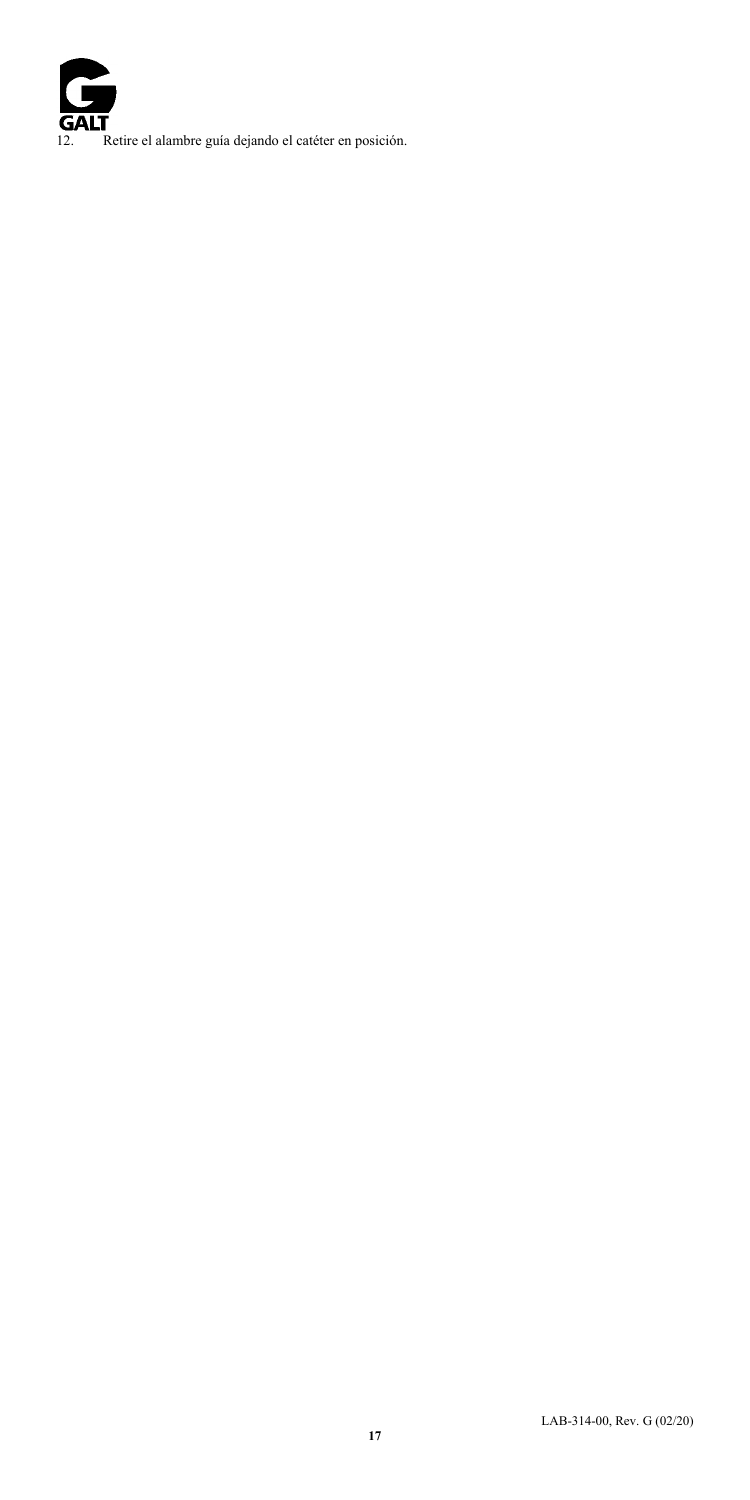12. Retire el alambre guía dejando el catéter en posición.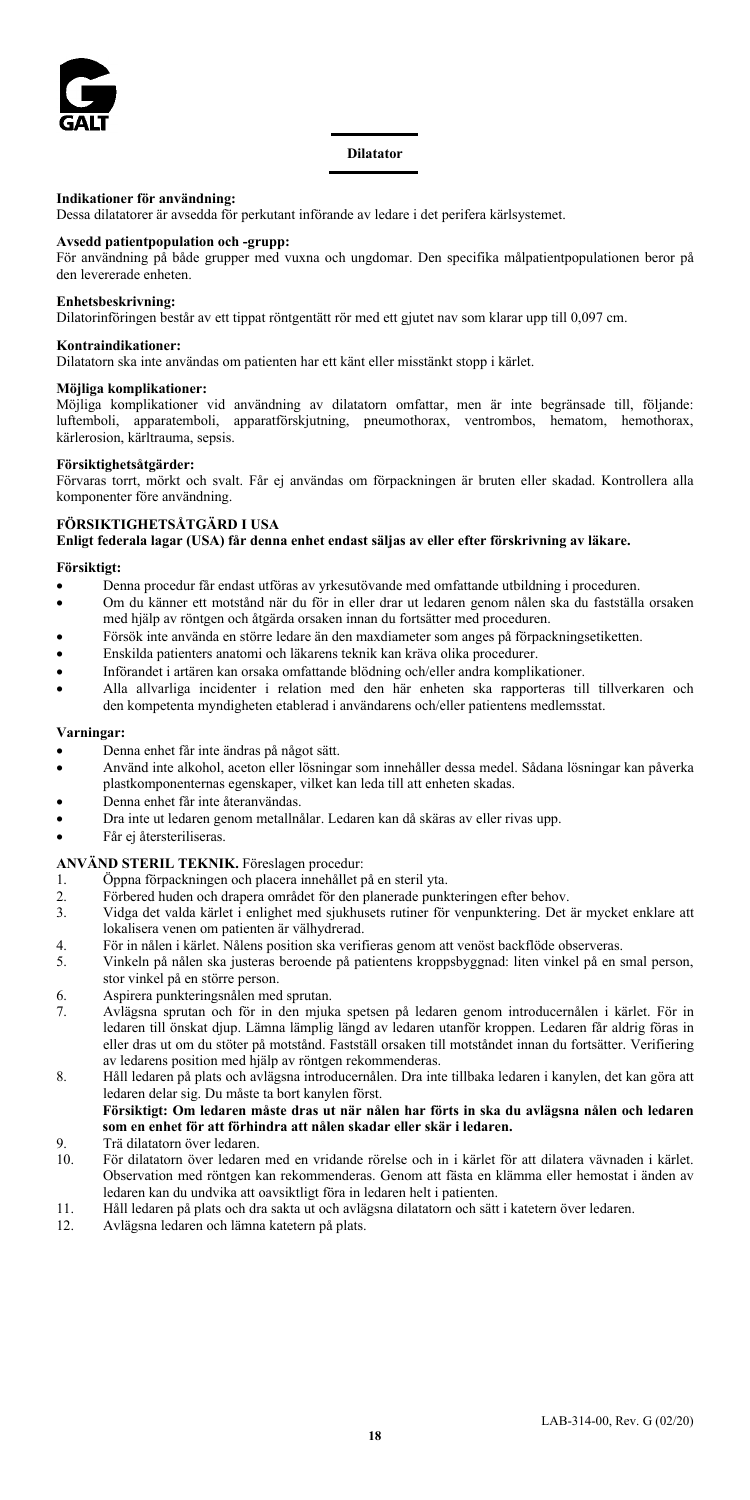# Dilatator

**Indikationer för användning:**
Dessa dilatatorer är avsedda för perkutant införande av ledare i det perifera kärlsystemet.

**Avsedd patientpopulation och -grupp:**
För användning på både grupper med vuxna och ungdomar. Den specifika målpatientpopulationen beror på den levererade enheten.

**Enhetsbeskrivning:**
Dilatorinföringen består av ett tippat röntgentätt rör med ett gjutet nav som klarar upp till 0,097 cm.

**Kontraindikationer:**
Dilatatorn ska inte användas om patienten har ett känt eller misstänkt stopp i kärlet.

**Möjliga komplikationer:**
Möjliga komplikationer vid användning av dilatatorn omfattar, men är inte begränsade till, följande: luftemboli, apparatemboli, apparatförskjutning, pneumothorax, ventrombos, hematom, hemothorax, kärlerosion, kärltrauma, sepsis.

**Försiktighetsåtgärder:**
Förvaras torrt, mörkt och svalt. Får ej användas om förpackningen är bruten eller skadad. Kontrollera alla komponenter före användning.

**FÖRSIKTIGHETSÅTGÄRD I USA**
**Enligt federala lagar (USA) får denna enhet endast säljas av eller efter förskrivning av läkare.**

**Försiktigt:**

- Denna procedur får endast utföras av yrkesutövande med omfattande utbildning i proceduren.
- Om du känner ett motstånd när du för in eller drar ut ledaren genom nålen ska du fastställa orsaken med hjälp av röntgen och åtgärda orsaken innan du fortsätter med proceduren.
- Försök inte använda en större ledare än den maxdiameter som anges på förpackningsetiketten.
- Enskilda patienters anatomi och läkarens teknik kan kräva olika procedurer.
- Införandet i artären kan orsaka omfattande blödning och/eller andra komplikationer.
- Alla allvarliga incidenter i relation med den här enheten ska rapporteras till tillverkaren och den kompetenta myndigheten etablerad i användarens och/eller patientens medlemsstat.

**Varningar:**

- Denna enhet får inte ändras på något sätt.
- Använd inte alkohol, aceton eller lösningar som innehåller dessa medel. Sådana lösningar kan påverka plastkomponenternas egenskaper, vilket kan leda till att enheten skadas.
- Denna enhet får inte återanvändas.
- Dra inte ut ledaren genom metallnålar. Ledaren kan då skäras av eller rivas upp.
- Får ej återsteriliseras.

**ANVÄND STERIL TEKNIK.** Föreslagen procedur:

1. Öppna förpackningen och placera innehållet på en steril yta.
2. Förbered huden och drapera området för den planerade punkteringen efter behov.
3. Vidga det valda kärlet i enlighet med sjukhusets rutiner för venpunktering. Det är mycket enklare att lokalisera venen om patienten är välhydrerad.
4. För in nålen i kärlet. Nålens position ska verifieras genom att venöst backflöde observeras.
5. Vinkeln på nålen ska justeras beroende på patientens kroppsbyggnad: liten vinkel på en smal person, stor vinkel på en större person.
6. Aspirera punkteringsnålen med sprutan.
7. Avlägsna sprutan och för in den mjuka spetsen på ledaren genom introducernålen i kärlet. För in ledaren till önskat djup. Lämna lämplig längd av ledaren utanför kroppen. Ledaren får aldrig föras in eller dras ut om du stöter på motstånd. Fastställ orsaken till motståndet innan du fortsätter. Verifiering av ledarens position med hjälp av röntgen rekommenderas.
8. Håll ledaren på plats och avlägsna introducernålen. Dra inte tillbaka ledaren i kanylen, det kan göra att ledaren delar sig. Du måste ta bort kanylen först.
   **Försiktigt: Om ledaren måste dras ut när nålen har förts in ska du avlägsna nålen och ledaren som en enhet för att förhindra att nålen skadar eller skär i ledaren.**
9. Trä dilatatorn över ledaren.
10. För dilatatorn över ledaren med en vridande rörelse och in i kärlet för att dilatera vävnaden i kärlet. Observation med röntgen kan rekommenderas. Genom att fästa en klämma eller hemostat i änden av ledaren kan du undvika att oavsiktligt föra in ledaren helt i patienten.
11. Håll ledaren på plats och dra sakta ut och avlägsna dilatatorn och sätt i katetern över ledaren.
12. Avlägsna ledaren och lämna katetern på plats.

LAB-314-00, Rev. G (02/20)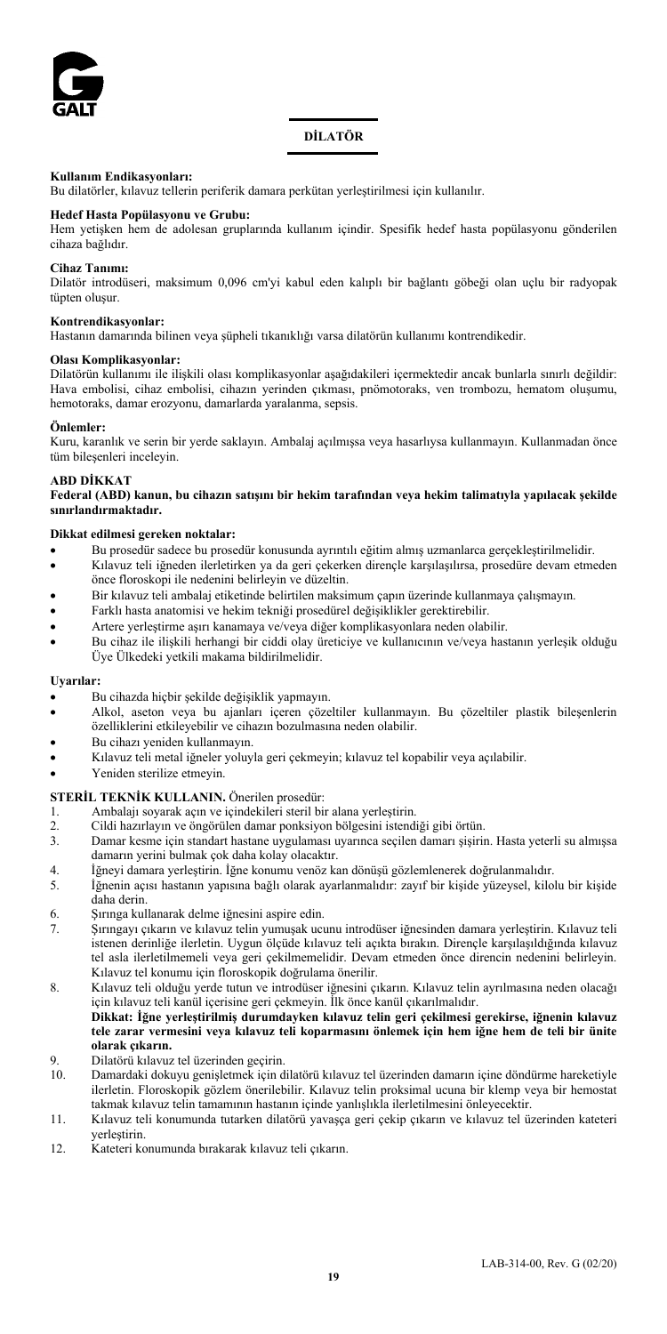# DİLATÖR

**Kullanım Endikasyonları:**
Bu dilatörler, kılavuz tellerin periferik damara perkütan yerleştirilmesi için kullanılır.

**Hedef Hasta Popülasyonu ve Grubu:**
Hem yetişken hem de adolesan gruplarında kullanım içindir. Spesifik hedef hasta popülasyonu gönderilen cihaza bağlıdır.

**Cihaz Tanımı:**
Dilatör introdüseri, maksimum 0,096 cm'yi kabul eden kalıplı bir bağlantı göbeği olan uçlu bir radyopak tüpten oluşur.

**Kontrendikasyonlar:**
Hastanın damarında bilinen veya şüpheli tıkanıklığı varsa dilatörün kullanımı kontrendikedir.

**Olası Komplikasyonlar:**
Dilatörün kullanımı ile ilişkili olası komplikasyonlar aşağıdakileri içermektedir ancak bunlarla sınırlı değildir: Hava embolisi, cihaz embolisi, cihazın yerinden çıkması, pnömotoraks, ven trombozu, hematom oluşumu, hemotoraks, damar erozyonu, damarlarda yaralanma, sepsis.

**Önlemler:**
Kuru, karanlık ve serin bir yerde saklayın. Ambalaj açılmışsa veya hasarlıysa kullanmayın. Kullanmadan önce tüm bileşenleri inceleyin.

**ABD DİKKAT**
**Federal (ABD) kanun, bu cihazın satışını bir hekim tarafından veya hekim talimatıyla yapılacak şekilde sınırlandırmaktadır.**

**Dikkat edilmesi gereken noktalar:**
- Bu prosedür sadece bu prosedür konusunda ayrıntılı eğitim almış uzmanlarca gerçekleştirilmelidir.
- Kılavuz teli iğneden ilerletirken ya da geri çekerken dirençle karşılaşılırsa, prosedüre devam etmeden önce floroskopi ile nedenini belirleyin ve düzeltin.
- Bir kılavuz teli ambalaj etiketinde belirtilen maksimum çapın üzerinde kullanmaya çalışmayın.
- Farklı hasta anatomisi ve hekim tekniği prosedürel değişiklikler gerektirebilir.
- Artere yerleştirme aşırı kanamaya ve/veya diğer komplikasyonlara neden olabilir.
- Bu cihaz ile ilişkili herhangi bir ciddi olay üreticiye ve kullanıcının ve/veya hastanın yerleşik olduğu Üye Ülkedeki yetkili makama bildirilmelidir.

**Uyarılar:**
- Bu cihazda hiçbir şekilde değişiklik yapmayın.
- Alkol, aseton veya bu ajanları içeren çözeltiler kullanmayın. Bu çözeltiler plastik bileşenlerin özelliklerini etkileyebilir ve cihazın bozulmasına neden olabilir.
- Bu cihazı yeniden kullanmayın.
- Kılavuz teli metal iğneler yoluyla geri çekmeyin; kılavuz tel kopabilir veya açılabilir.
- Yeniden sterilize etmeyin.

**STERİL TEKNİK KULLANIN.** Önerilen prosedür:
1. Ambalajı soyarak açın ve içindekileri steril bir alana yerleştirin.
2. Cildi hazırlayın ve öngörülen damar ponksiyon bölgesini istendiği gibi örtün.
3. Damar kesme için standart hastane uygulaması uyarınca seçilen damarı şişirin. Hasta yeterli su almışsa damarın yerini bulmak çok daha kolay olacaktır.
4. İğneyi damara yerleştirin. İğne konumu venöz kan dönüşü gözlemlenerek doğrulanmalıdır.
5. İğnenin açısı hastanın yapısına bağlı olarak ayarlanmalıdır: zayıf bir kişide yüzeysel, kilolu bir kişide daha derin.
6. Şırınga kullanarak delme iğnesini aspire edin.
7. Şırıngayı çıkarın ve kılavuz telin yumuşak ucunu introdüser iğnesinden damara yerleştirin. Kılavuz teli istenen derinliğe ilerletin. Uygun ölçüde kılavuz teli açıkta bırakın. Dirençle karşılaşıldığında kılavuz tel asla ilerletilmemeli veya geri çekilmemelidir. Devam etmeden önce direncin nedenini belirleyin. Kılavuz tel konumu için floroskopik doğrulama önerilir.
8. Kılavuz teli olduğu yerde tutun ve introdüser iğnesini çıkarın. Kılavuz telin ayrılmasına neden olacağı için kılavuz teli kanül içerisine geri çekmeyin. İlk önce kanül çıkarılmalıdır.
   **Dikkat: İğne yerleştirilmiş durumdayken kılavuz telin geri çekilmesi gerekirse, iğnenin kılavuz tele zarar vermesini veya kılavuz teli koparmasını önlemek için hem iğne hem de teli bir ünite olarak çıkarın.**
9. Dilatörü kılavuz tel üzerinden geçirin.
10. Damardaki dokuyu genişletmek için dilatörü kılavuz tel üzerinden damarın içine döndürme hareketiyle ilerletin. Floroskopik gözlem önerilebilir. Kılavuz telin proksimal ucuna bir klemp veya bir hemostat takmak kılavuz telin tamamının hastanın içinde yanlışlıkla ilerletilmesini önleyecektir.
11. Kılavuz teli konumunda tutarken dilatörü yavaşça geri çekip çıkarın ve kılavuz tel üzerinden kateteri yerleştirin.
12. Kateteri konumunda bırakarak kılavuz teli çıkarın.

LAB-314-00, Rev. G (02/20)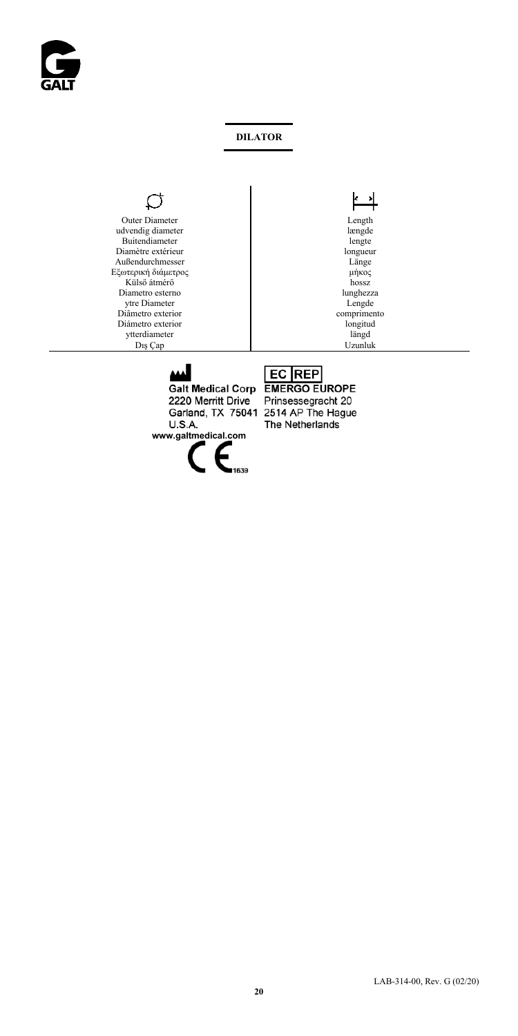## DILATOR

| Outer Diameter | Length |
| --- | --- |
| udvendig diameter | længde |
| Buitendiameter | lengte |
| Diamètre extérieur | longueur |
| Außendurchmesser | Länge |
| Εξωτερική διάμετρος | μήκος |
| Külső átmérő | hossz |
| Diametro esterno | lunghezza |
| ytre Diameter | Lengde |
| Diâmetro exterior | comprimento |
| Diámetro exterior | longitud |
| ytterdiameter | längd |
| Dış Çap | Uzunluk |

Galt Medical Corp
2220 Merritt Drive
Garland, TX 75041
U.S.A.
www.galtmedical.com

EC REP
EMERGO EUROPE
Prinsessegracht 20
2514 AP The Hague
The Netherlands

CE 1639

LAB-314-00, Rev. G (02/20)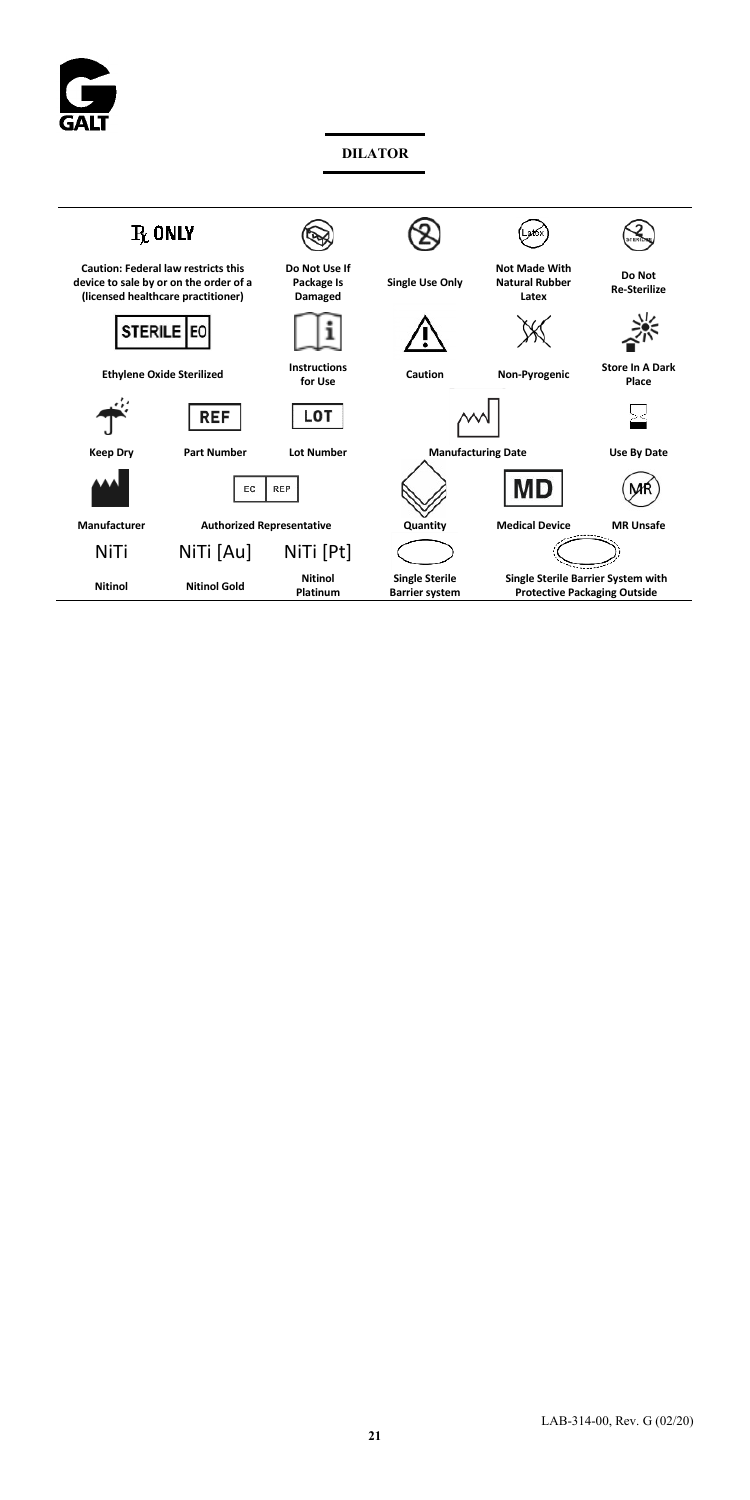GALT

**DILATOR**

| | | | | | |
|---|---|---|---|---|---|
| Rx ONLY | | | | | |
| **Caution: Federal law restricts this device to sale by or on the order of a (licensed healthcare practitioner)** | | **Do Not Use If Package Is Damaged** | **Single Use Only** | **Not Made With Natural Rubber Latex** | **Do Not Re-Sterilize** |
| STERILE EO | | | | | |
| **Ethylene Oxide Sterilized** | | **Instructions for Use** | **Caution** | **Non-Pyrogenic** | **Store In A Dark Place** |
| | REF | LOT | | | |
| **Keep Dry** | **Part Number** | **Lot Number** | **Manufacturing Date** | | **Use By Date** |
| | EC REP | | | MD | MR |
| **Manufacturer** | **Authorized Representative** | | **Quantity** | **Medical Device** | **MR Unsafe** |
| NiTi | NiTi [Au] | NiTi [Pt] | | | |
| **Nitinol** | **Nitinol Gold** | **Nitinol Platinum** | **Single Sterile Barrier system** | **Single Sterile Barrier System with Protective Packaging Outside** | |

LAB-314-00, Rev. G (02/20)